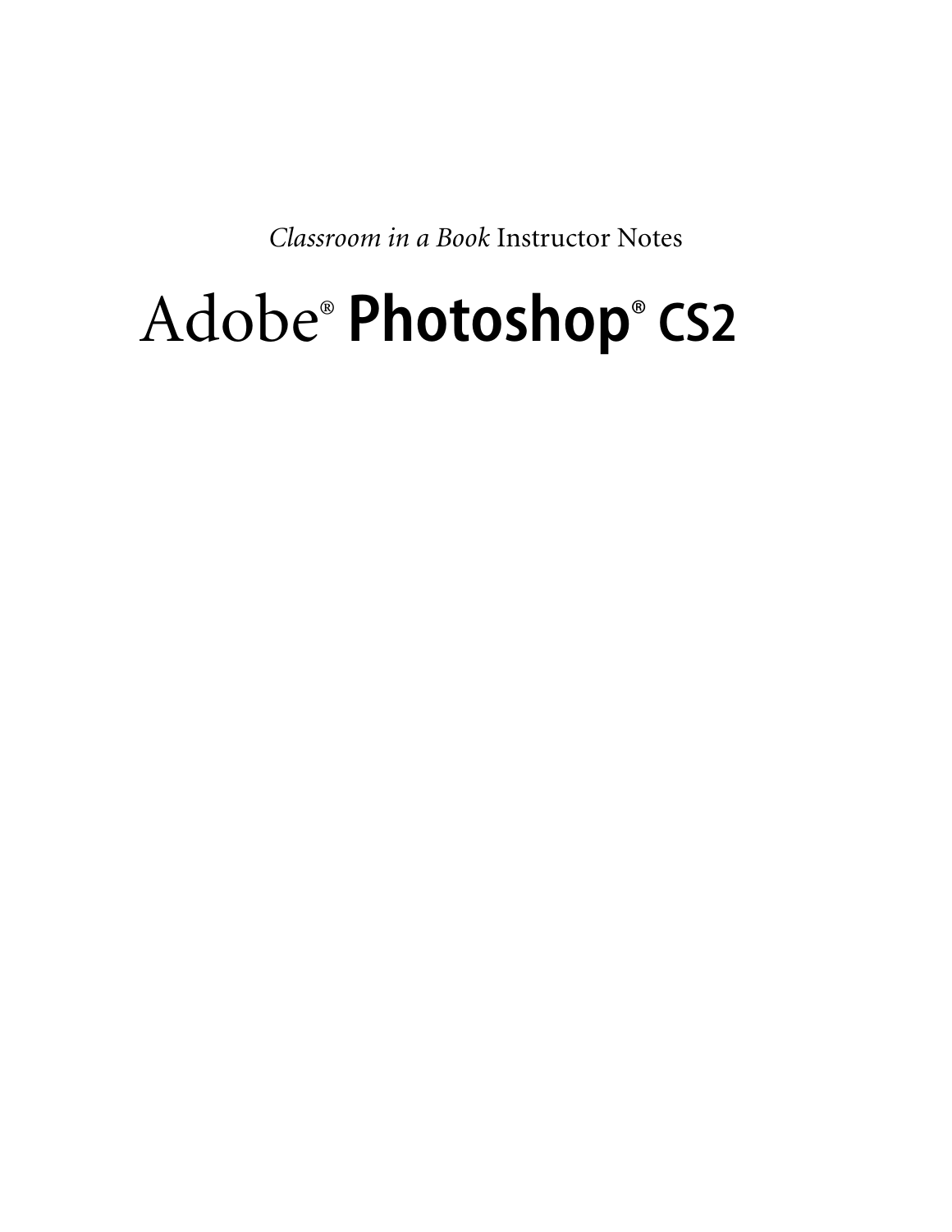*Classroom in a Book* Instructor Notes

# Adobe® **Photoshop® CS2**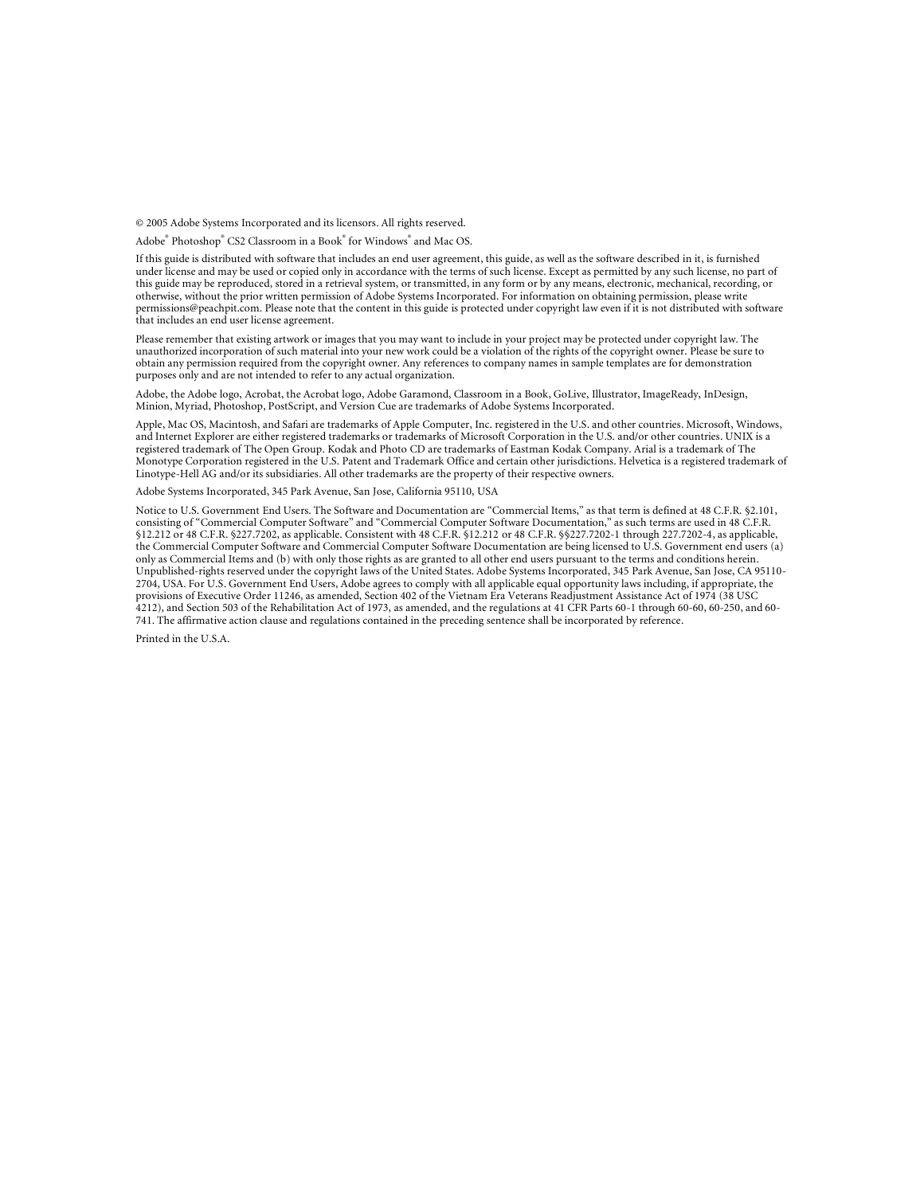© 2005 Adobe Systems Incorporated and its licensors. All rights reserved.

Adobe® Photoshop® CS2 Classroom in a Book® for Windows® and Mac OS.

If this guide is distributed with software that includes an end user agreement, this guide, as well as the software described in it, is furnished under license and may be used or copied only in accordance with the terms of such license. Except as permitted by any such license, no part of this guide may be reproduced, stored in a retrieval system, or transmitted, in any form or by any means, electronic, mechanical, recording, or otherwise, without the prior written permission of Adobe Systems Incorporated. For information on obtaining permission, please write permissions@peachpit.com. Please note that the content in this guide is protected under copyright law even if it is not distributed with software that includes an end user license agreement.

Please remember that existing artwork or images that you may want to include in your project may be protected under copyright law. The unauthorized incorporation of such material into your new work could be a violation of the rights of the copyright owner. Please be sure to obtain any permission required from the copyright owner. Any references to company names in sample templates are for demonstration purposes only and are not intended to refer to any actual organization.

Adobe, the Adobe logo, Acrobat, the Acrobat logo, Adobe Garamond, Classroom in a Book, GoLive, Illustrator, ImageReady, InDesign, Minion, Myriad, Photoshop, PostScript, and Version Cue are trademarks of Adobe Systems Incorporated.

Apple, Mac OS, Macintosh, and Safari are trademarks of Apple Computer, Inc. registered in the U.S. and other countries. Microsoft, Windows, and Internet Explorer are either registered trademarks or trademarks of Microsoft Corporation in the U.S. and/or other countries. UNIX is a registered trademark of The Open Group. Kodak and Photo CD are trademarks of Eastman Kodak Company. Arial is a trademark of The Monotype Corporation registered in the U.S. Patent and Trademark Office and certain other jurisdictions. Helvetica is a registered trademark of Linotype-Hell AG and/or its subsidiaries. All other trademarks are the property of their respective owners.

Adobe Systems Incorporated, 345 Park Avenue, San Jose, California 95110, USA

Notice to U.S. Government End Users. The Software and Documentation are "Commercial Items," as that term is defined at 48 C.F.R. §2.101, consisting of "Commercial Computer Software" and "Commercial Computer Software Documentation," as such terms are used in 48 C.F.R. §12.212 or 48 C.F.R. §227.7202, as applicable. Consistent with 48 C.F.R. §12.212 or 48 C.F.R. §§227.7202-1 through 227.7202-4, as applicable, the Commercial Computer Software and Commercial Computer Software Documentation are being licensed to U.S. Government end users (a) only as Commercial Items and (b) with only those rights as are granted to all other end users pursuant to the terms and conditions herein. Unpublished-rights reserved under the copyright laws of the United States. Adobe Systems Incorporated, 345 Park Avenue, San Jose, CA 95110-2704, USA. For U.S. Government End Users, Adobe agrees to comply with all applicable equal opportunity laws including, if appropriate, the provisions of Executive Order 11246, as amended, Section 402 of the Vietnam Era Veterans Readjustment Assistance Act of 1974 (38 USC 4212), and Section 503 of the Rehabilitation Act of 1973, as amended, and the regulations at 41 CFR Parts 60-1 through 60-60, 60-250, and 60-741. The affirmative action clause and regulations contained in the preceding sentence shall be incorporated by reference.

Printed in the U.S.A.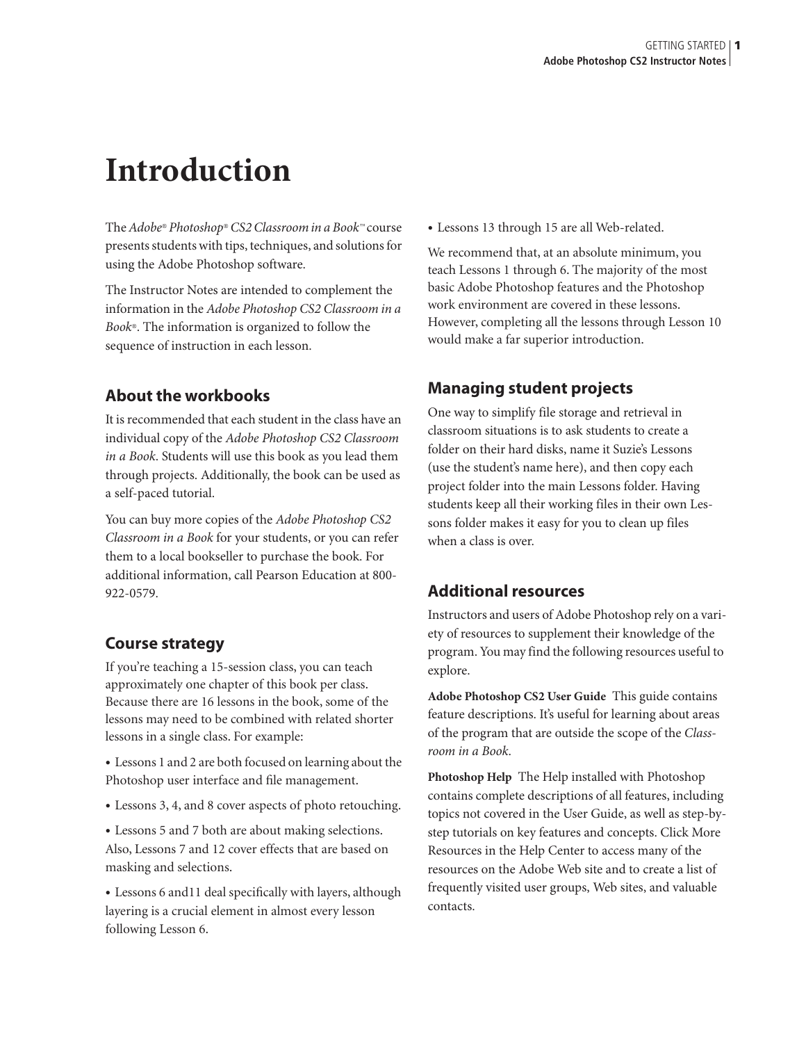# Introduction

The *Adobe® Photoshop® CS2 Classroom in a Book™* course presents students with tips, techniques, and solutions for using the Adobe Photoshop software.

The Instructor Notes are intended to complement the information in the *Adobe Photoshop CS2 Classroom in a Book®*. The information is organized to follow the sequence of instruction in each lesson.

## About the workbooks

It is recommended that each student in the class have an individual copy of the *Adobe Photoshop CS2 Classroom in a Book*. Students will use this book as you lead them through projects. Additionally, the book can be used as a self-paced tutorial.

You can buy more copies of the *Adobe Photoshop CS2 Classroom in a Book* for your students, or you can refer them to a local bookseller to purchase the book. For additional information, call Pearson Education at 800-922-0579.

## Course strategy

If you're teaching a 15-session class, you can teach approximately one chapter of this book per class. Because there are 16 lessons in the book, some of the lessons may need to be combined with related shorter lessons in a single class. For example:

- Lessons 1 and 2 are both focused on learning about the Photoshop user interface and file management.
- Lessons 3, 4, and 8 cover aspects of photo retouching.
- Lessons 5 and 7 both are about making selections. Also, Lessons 7 and 12 cover effects that are based on masking and selections.
- Lessons 6 and11 deal specifically with layers, although layering is a crucial element in almost every lesson following Lesson 6.
- Lessons 13 through 15 are all Web-related.

We recommend that, at an absolute minimum, you teach Lessons 1 through 6. The majority of the most basic Adobe Photoshop features and the Photoshop work environment are covered in these lessons. However, completing all the lessons through Lesson 10 would make a far superior introduction.

## Managing student projects

One way to simplify file storage and retrieval in classroom situations is to ask students to create a folder on their hard disks, name it Suzie's Lessons (use the student's name here), and then copy each project folder into the main Lessons folder. Having students keep all their working files in their own Lessons folder makes it easy for you to clean up files when a class is over.

## Additional resources

Instructors and users of Adobe Photoshop rely on a variety of resources to supplement their knowledge of the program. You may find the following resources useful to explore.

**Adobe Photoshop CS2 User Guide** This guide contains feature descriptions. It's useful for learning about areas of the program that are outside the scope of the *Classroom in a Book*.

**Photoshop Help** The Help installed with Photoshop contains complete descriptions of all features, including topics not covered in the User Guide, as well as step-by-step tutorials on key features and concepts. Click More Resources in the Help Center to access many of the resources on the Adobe Web site and to create a list of frequently visited user groups, Web sites, and valuable contacts.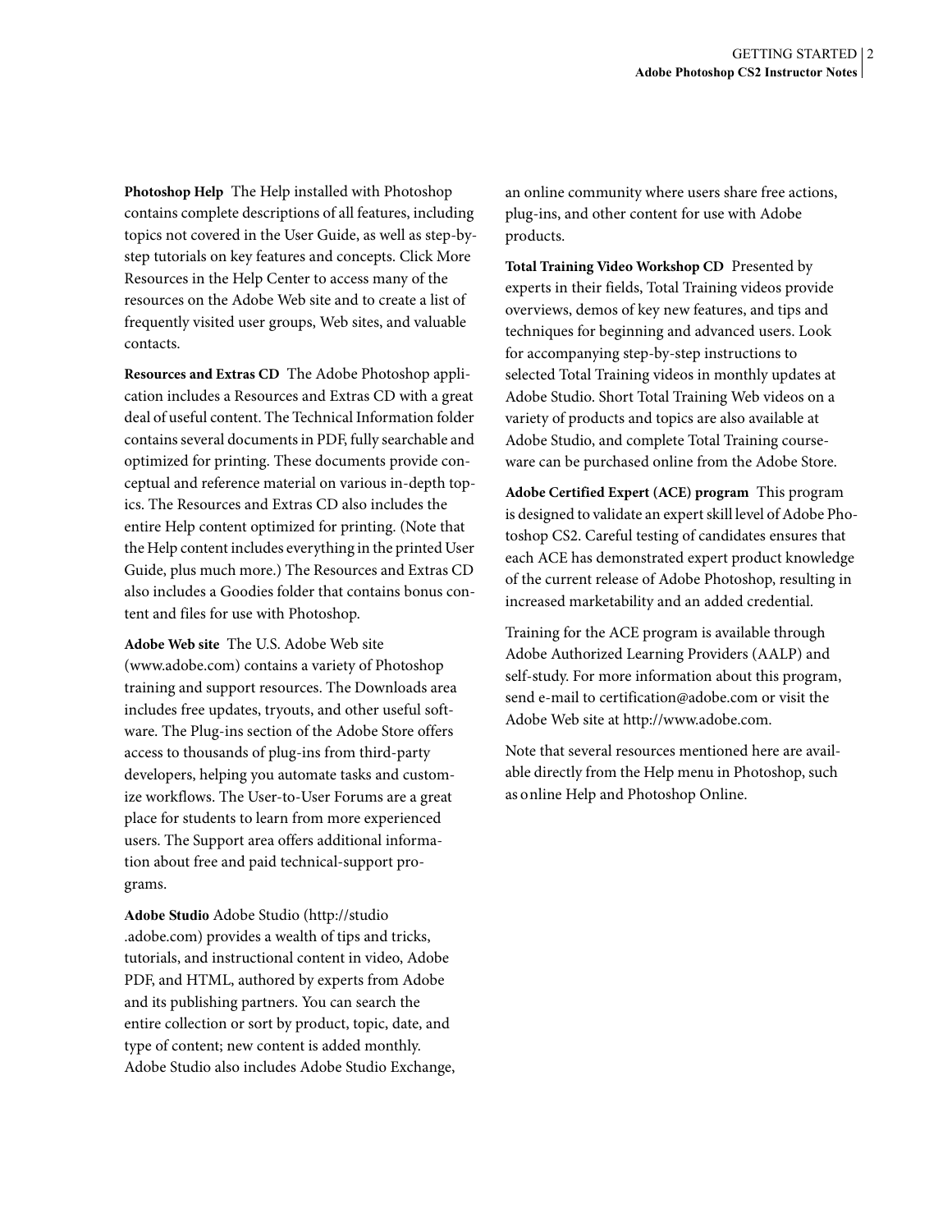**Photoshop Help** The Help installed with Photoshop contains complete descriptions of all features, including topics not covered in the User Guide, as well as step-by-step tutorials on key features and concepts. Click More Resources in the Help Center to access many of the resources on the Adobe Web site and to create a list of frequently visited user groups, Web sites, and valuable contacts.

**Resources and Extras CD** The Adobe Photoshop application includes a Resources and Extras CD with a great deal of useful content. The Technical Information folder contains several documents in PDF, fully searchable and optimized for printing. These documents provide conceptual and reference material on various in-depth topics. The Resources and Extras CD also includes the entire Help content optimized for printing. (Note that the Help content includes everything in the printed User Guide, plus much more.) The Resources and Extras CD also includes a Goodies folder that contains bonus content and files for use with Photoshop.

**Adobe Web site** The U.S. Adobe Web site (www.adobe.com) contains a variety of Photoshop training and support resources. The Downloads area includes free updates, tryouts, and other useful software. The Plug-ins section of the Adobe Store offers access to thousands of plug-ins from third-party developers, helping you automate tasks and customize workflows. The User-to-User Forums are a great place for students to learn from more experienced users. The Support area offers additional information about free and paid technical-support programs.

**Adobe Studio** Adobe Studio (http://studio.adobe.com) provides a wealth of tips and tricks, tutorials, and instructional content in video, Adobe PDF, and HTML, authored by experts from Adobe and its publishing partners. You can search the entire collection or sort by product, topic, date, and type of content; new content is added monthly. Adobe Studio also includes Adobe Studio Exchange, an online community where users share free actions, plug-ins, and other content for use with Adobe products.

**Total Training Video Workshop CD** Presented by experts in their fields, Total Training videos provide overviews, demos of key new features, and tips and techniques for beginning and advanced users. Look for accompanying step-by-step instructions to selected Total Training videos in monthly updates at Adobe Studio. Short Total Training Web videos on a variety of products and topics are also available at Adobe Studio, and complete Total Training courseware can be purchased online from the Adobe Store.

**Adobe Certified Expert (ACE) program** This program is designed to validate an expert skill level of Adobe Photoshop CS2. Careful testing of candidates ensures that each ACE has demonstrated expert product knowledge of the current release of Adobe Photoshop, resulting in increased marketability and an added credential.

Training for the ACE program is available through Adobe Authorized Learning Providers (AALP) and self-study. For more information about this program, send e-mail to certification@adobe.com or visit the Adobe Web site at http://www.adobe.com.

Note that several resources mentioned here are available directly from the Help menu in Photoshop, such as online Help and Photoshop Online.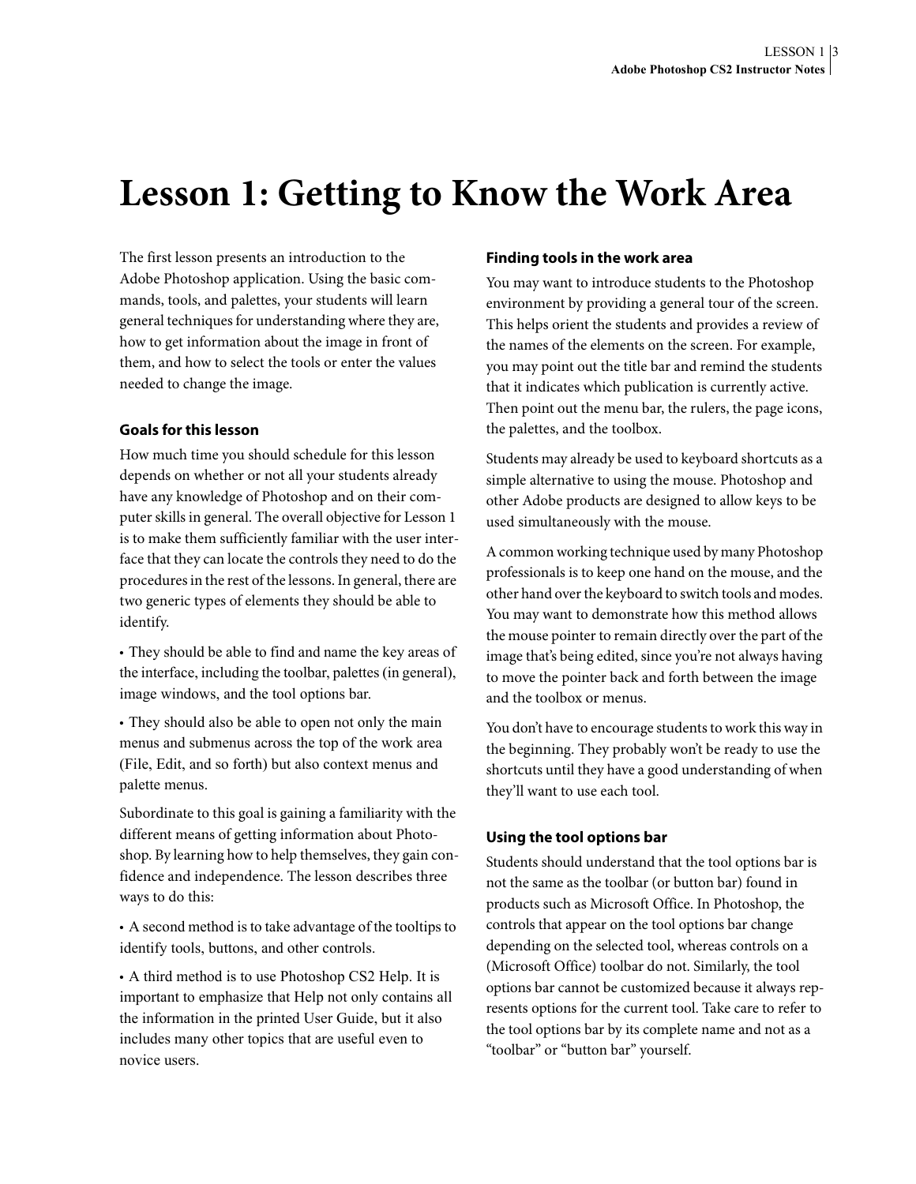# Lesson 1: Getting to Know the Work Area

The first lesson presents an introduction to the Adobe Photoshop application. Using the basic commands, tools, and palettes, your students will learn general techniques for understanding where they are, how to get information about the image in front of them, and how to select the tools or enter the values needed to change the image.

### Goals for this lesson

How much time you should schedule for this lesson depends on whether or not all your students already have any knowledge of Photoshop and on their computer skills in general. The overall objective for Lesson 1 is to make them sufficiently familiar with the user interface that they can locate the controls they need to do the procedures in the rest of the lessons. In general, there are two generic types of elements they should be able to identify.

- They should be able to find and name the key areas of the interface, including the toolbar, palettes (in general), image windows, and the tool options bar.
- They should also be able to open not only the main menus and submenus across the top of the work area (File, Edit, and so forth) but also context menus and palette menus.

Subordinate to this goal is gaining a familiarity with the different means of getting information about Photoshop. By learning how to help themselves, they gain confidence and independence. The lesson describes three ways to do this:

- A second method is to take advantage of the tooltips to identify tools, buttons, and other controls.
- A third method is to use Photoshop CS2 Help. It is important to emphasize that Help not only contains all the information in the printed User Guide, but it also includes many other topics that are useful even to novice users.

### Finding tools in the work area

You may want to introduce students to the Photoshop environment by providing a general tour of the screen. This helps orient the students and provides a review of the names of the elements on the screen. For example, you may point out the title bar and remind the students that it indicates which publication is currently active. Then point out the menu bar, the rulers, the page icons, the palettes, and the toolbox.

Students may already be used to keyboard shortcuts as a simple alternative to using the mouse. Photoshop and other Adobe products are designed to allow keys to be used simultaneously with the mouse.

A common working technique used by many Photoshop professionals is to keep one hand on the mouse, and the other hand over the keyboard to switch tools and modes. You may want to demonstrate how this method allows the mouse pointer to remain directly over the part of the image that's being edited, since you're not always having to move the pointer back and forth between the image and the toolbox or menus.

You don't have to encourage students to work this way in the beginning. They probably won't be ready to use the shortcuts until they have a good understanding of when they'll want to use each tool.

### Using the tool options bar

Students should understand that the tool options bar is not the same as the toolbar (or button bar) found in products such as Microsoft Office. In Photoshop, the controls that appear on the tool options bar change depending on the selected tool, whereas controls on a (Microsoft Office) toolbar do not. Similarly, the tool options bar cannot be customized because it always represents options for the current tool. Take care to refer to the tool options bar by its complete name and not as a "toolbar" or "button bar" yourself.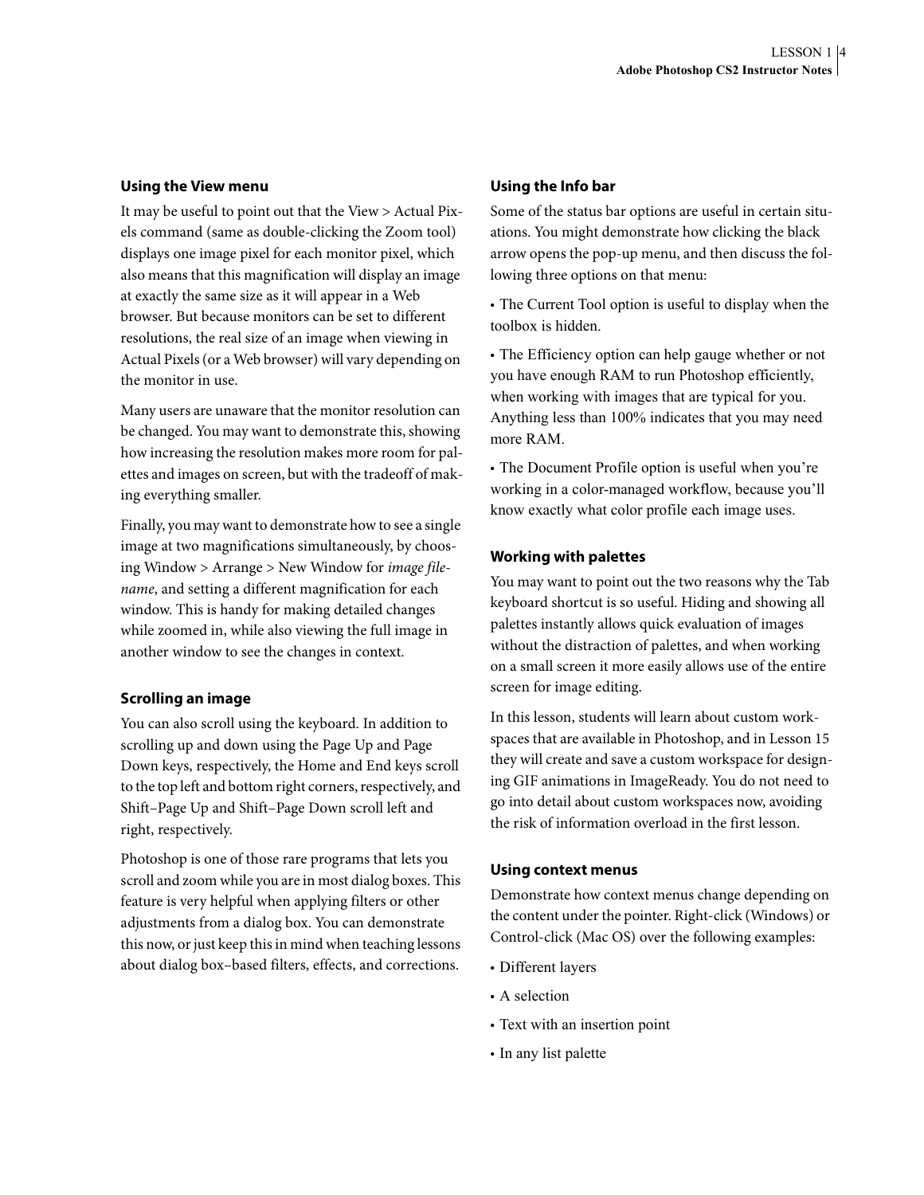### Using the View menu

It may be useful to point out that the View > Actual Pixels command (same as double-clicking the Zoom tool) displays one image pixel for each monitor pixel, which also means that this magnification will display an image at exactly the same size as it will appear in a Web browser. But because monitors can be set to different resolutions, the real size of an image when viewing in Actual Pixels (or a Web browser) will vary depending on the monitor in use.

Many users are unaware that the monitor resolution can be changed. You may want to demonstrate this, showing how increasing the resolution makes more room for palettes and images on screen, but with the tradeoff of making everything smaller.

Finally, you may want to demonstrate how to see a single image at two magnifications simultaneously, by choosing Window > Arrange > New Window for *image filename*, and setting a different magnification for each window. This is handy for making detailed changes while zoomed in, while also viewing the full image in another window to see the changes in context.

### Scrolling an image

You can also scroll using the keyboard. In addition to scrolling up and down using the Page Up and Page Down keys, respectively, the Home and End keys scroll to the top left and bottom right corners, respectively, and Shift–Page Up and Shift–Page Down scroll left and right, respectively.

Photoshop is one of those rare programs that lets you scroll and zoom while you are in most dialog boxes. This feature is very helpful when applying filters or other adjustments from a dialog box. You can demonstrate this now, or just keep this in mind when teaching lessons about dialog box–based filters, effects, and corrections.

### Using the Info bar

Some of the status bar options are useful in certain situations. You might demonstrate how clicking the black arrow opens the pop-up menu, and then discuss the following three options on that menu:

- The Current Tool option is useful to display when the toolbox is hidden.
- The Efficiency option can help gauge whether or not you have enough RAM to run Photoshop efficiently, when working with images that are typical for you. Anything less than 100% indicates that you may need more RAM.
- The Document Profile option is useful when you're working in a color-managed workflow, because you'll know exactly what color profile each image uses.

### Working with palettes

You may want to point out the two reasons why the Tab keyboard shortcut is so useful. Hiding and showing all palettes instantly allows quick evaluation of images without the distraction of palettes, and when working on a small screen it more easily allows use of the entire screen for image editing.

In this lesson, students will learn about custom workspaces that are available in Photoshop, and in Lesson 15 they will create and save a custom workspace for designing GIF animations in ImageReady. You do not need to go into detail about custom workspaces now, avoiding the risk of information overload in the first lesson.

### Using context menus

Demonstrate how context menus change depending on the content under the pointer. Right-click (Windows) or Control-click (Mac OS) over the following examples:

- Different layers
- A selection
- Text with an insertion point
- In any list palette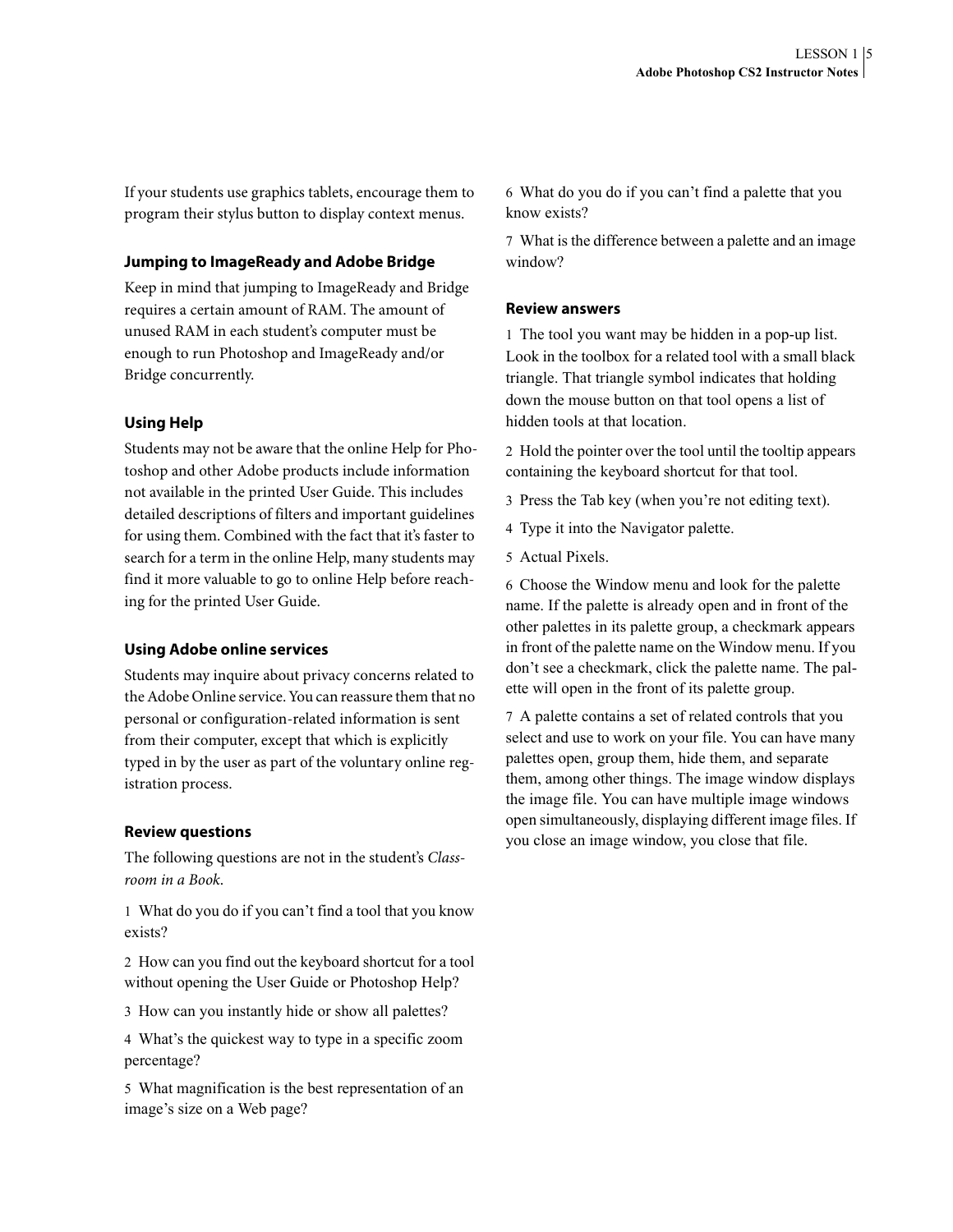If your students use graphics tablets, encourage them to program their stylus button to display context menus.

### Jumping to ImageReady and Adobe Bridge

Keep in mind that jumping to ImageReady and Bridge requires a certain amount of RAM. The amount of unused RAM in each student's computer must be enough to run Photoshop and ImageReady and/or Bridge concurrently.

### Using Help

Students may not be aware that the online Help for Photoshop and other Adobe products include information not available in the printed User Guide. This includes detailed descriptions of filters and important guidelines for using them. Combined with the fact that it's faster to search for a term in the online Help, many students may find it more valuable to go to online Help before reaching for the printed User Guide.

### Using Adobe online services

Students may inquire about privacy concerns related to the Adobe Online service. You can reassure them that no personal or configuration-related information is sent from their computer, except that which is explicitly typed in by the user as part of the voluntary online registration process.

### Review questions

The following questions are not in the student's *Classroom in a Book*.

1 What do you do if you can't find a tool that you know exists?

2 How can you find out the keyboard shortcut for a tool without opening the User Guide or Photoshop Help?

3 How can you instantly hide or show all palettes?

4 What's the quickest way to type in a specific zoom percentage?

5 What magnification is the best representation of an image's size on a Web page?

6 What do you do if you can't find a palette that you know exists?

7 What is the difference between a palette and an image window?

### Review answers

1 The tool you want may be hidden in a pop-up list. Look in the toolbox for a related tool with a small black triangle. That triangle symbol indicates that holding down the mouse button on that tool opens a list of hidden tools at that location.

2 Hold the pointer over the tool until the tooltip appears containing the keyboard shortcut for that tool.

3 Press the Tab key (when you're not editing text).

4 Type it into the Navigator palette.

5 Actual Pixels.

6 Choose the Window menu and look for the palette name. If the palette is already open and in front of the other palettes in its palette group, a checkmark appears in front of the palette name on the Window menu. If you don't see a checkmark, click the palette name. The palette will open in the front of its palette group.

7 A palette contains a set of related controls that you select and use to work on your file. You can have many palettes open, group them, hide them, and separate them, among other things. The image window displays the image file. You can have multiple image windows open simultaneously, displaying different image files. If you close an image window, you close that file.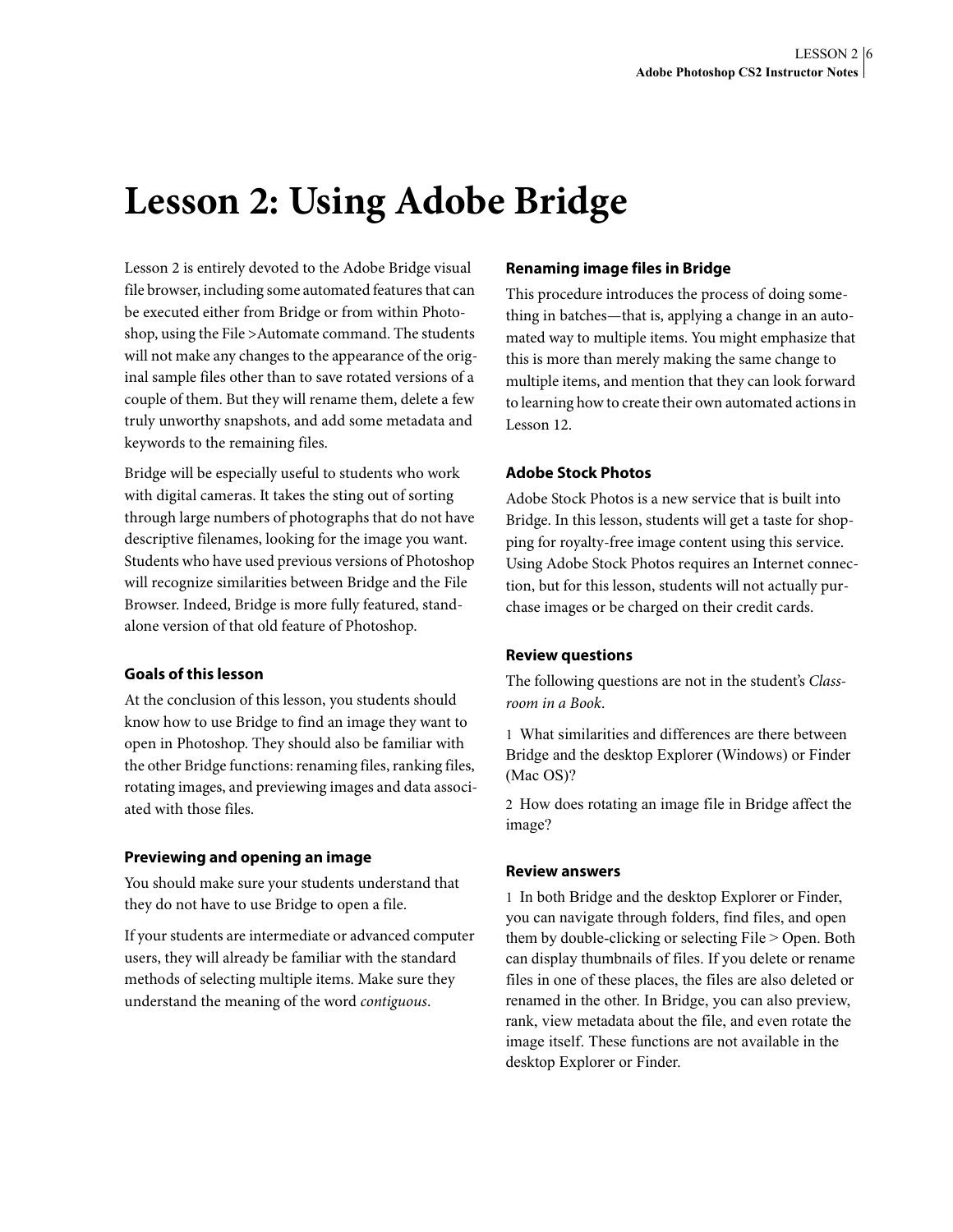# Lesson 2: Using Adobe Bridge

Lesson 2 is entirely devoted to the Adobe Bridge visual file browser, including some automated features that can be executed either from Bridge or from within Photoshop, using the File >Automate command. The students will not make any changes to the appearance of the original sample files other than to save rotated versions of a couple of them. But they will rename them, delete a few truly unworthy snapshots, and add some metadata and keywords to the remaining files.

Bridge will be especially useful to students who work with digital cameras. It takes the sting out of sorting through large numbers of photographs that do not have descriptive filenames, looking for the image you want. Students who have used previous versions of Photoshop will recognize similarities between Bridge and the File Browser. Indeed, Bridge is more fully featured, standalone version of that old feature of Photoshop.

### Goals of this lesson

At the conclusion of this lesson, you students should know how to use Bridge to find an image they want to open in Photoshop. They should also be familiar with the other Bridge functions: renaming files, ranking files, rotating images, and previewing images and data associated with those files.

### Previewing and opening an image

You should make sure your students understand that they do not have to use Bridge to open a file.

If your students are intermediate or advanced computer users, they will already be familiar with the standard methods of selecting multiple items. Make sure they understand the meaning of the word *contiguous*.

### Renaming image files in Bridge

This procedure introduces the process of doing something in batches—that is, applying a change in an automated way to multiple items. You might emphasize that this is more than merely making the same change to multiple items, and mention that they can look forward to learning how to create their own automated actions in Lesson 12.

### Adobe Stock Photos

Adobe Stock Photos is a new service that is built into Bridge. In this lesson, students will get a taste for shopping for royalty-free image content using this service. Using Adobe Stock Photos requires an Internet connection, but for this lesson, students will not actually purchase images or be charged on their credit cards.

### Review questions

The following questions are not in the student's *Classroom in a Book*.

1 What similarities and differences are there between Bridge and the desktop Explorer (Windows) or Finder (Mac OS)?

2 How does rotating an image file in Bridge affect the image?

### Review answers

1 In both Bridge and the desktop Explorer or Finder, you can navigate through folders, find files, and open them by double-clicking or selecting File > Open. Both can display thumbnails of files. If you delete or rename files in one of these places, the files are also deleted or renamed in the other. In Bridge, you can also preview, rank, view metadata about the file, and even rotate the image itself. These functions are not available in the desktop Explorer or Finder.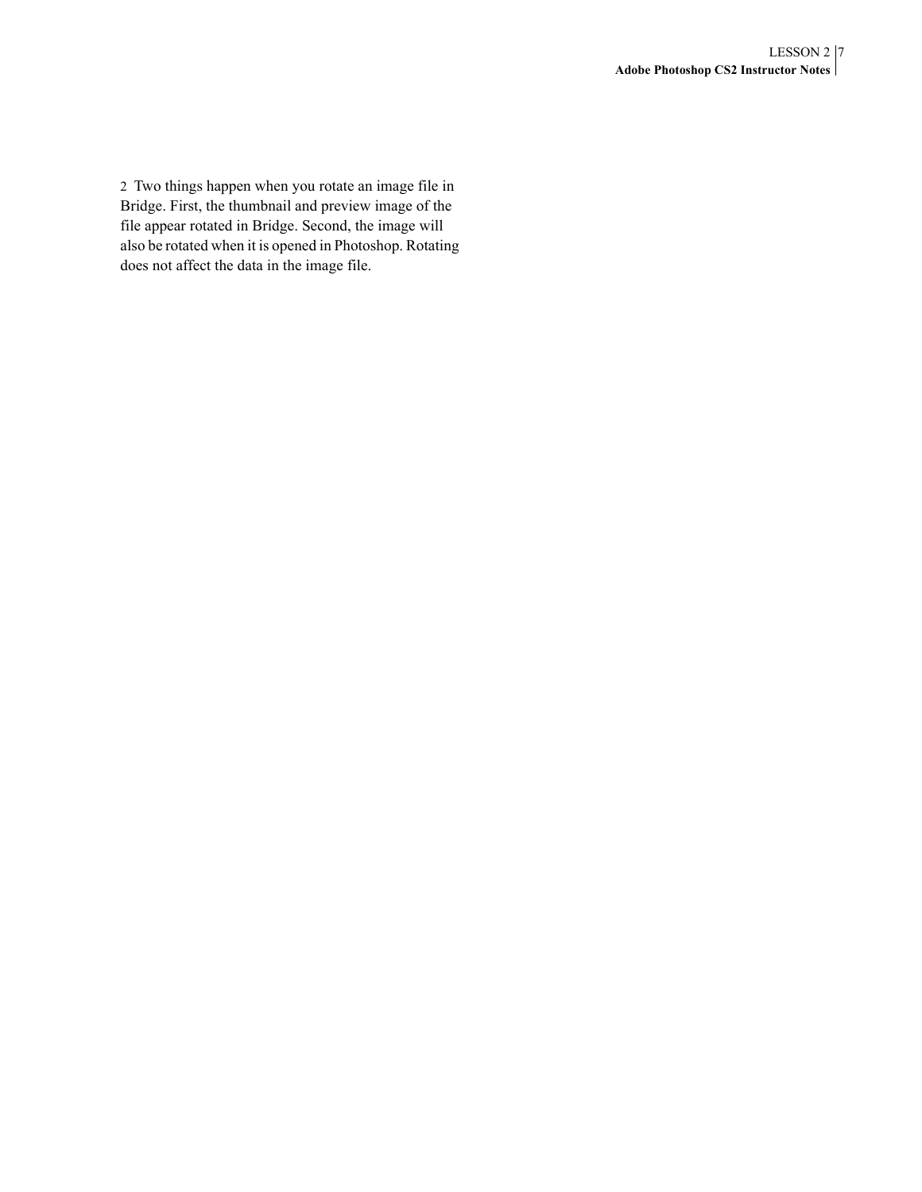2 Two things happen when you rotate an image file in Bridge. First, the thumbnail and preview image of the file appear rotated in Bridge. Second, the image will also be rotated when it is opened in Photoshop. Rotating does not affect the data in the image file.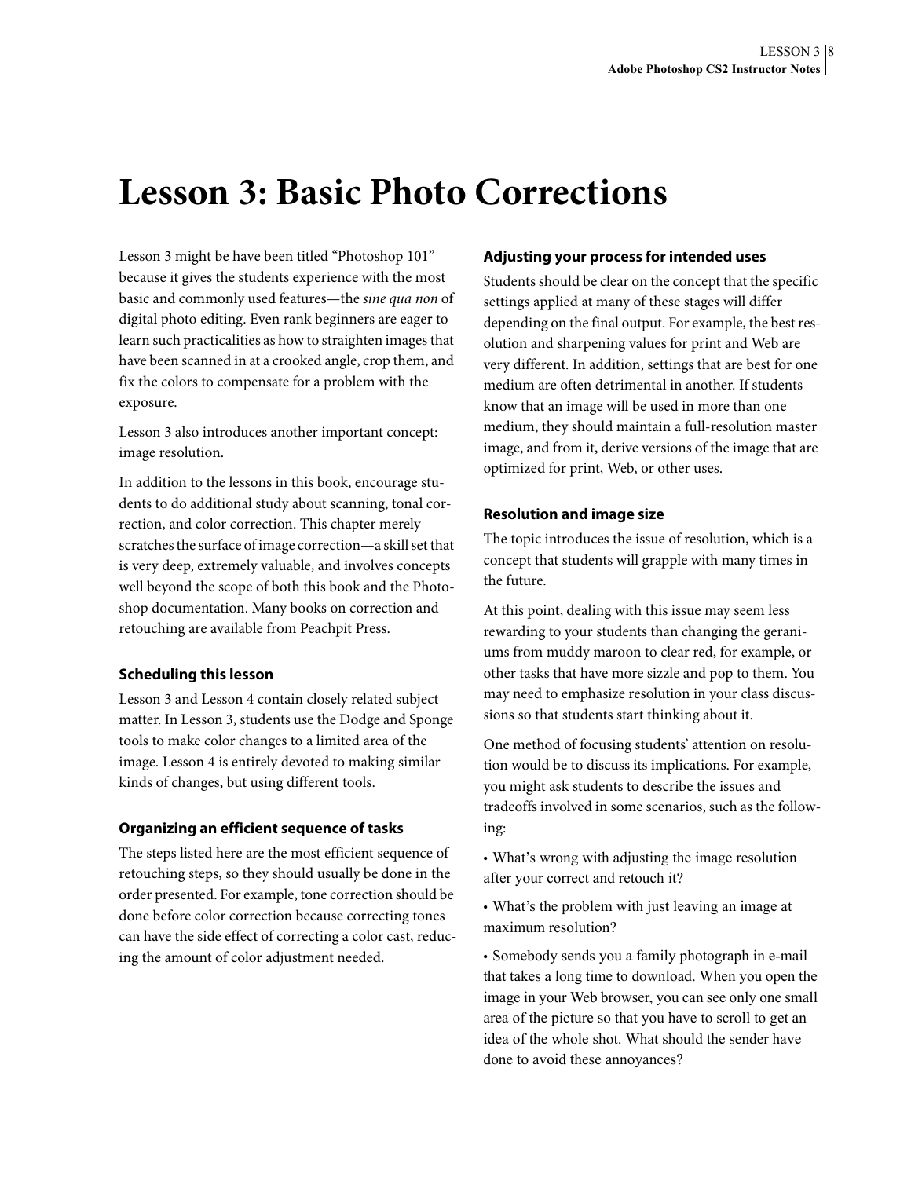# Lesson 3: Basic Photo Corrections

Lesson 3 might be have been titled "Photoshop 101" because it gives the students experience with the most basic and commonly used features—the *sine qua non* of digital photo editing. Even rank beginners are eager to learn such practicalities as how to straighten images that have been scanned in at a crooked angle, crop them, and fix the colors to compensate for a problem with the exposure.

Lesson 3 also introduces another important concept: image resolution.

In addition to the lessons in this book, encourage students to do additional study about scanning, tonal correction, and color correction. This chapter merely scratches the surface of image correction—a skill set that is very deep, extremely valuable, and involves concepts well beyond the scope of both this book and the Photoshop documentation. Many books on correction and retouching are available from Peachpit Press.

### Scheduling this lesson

Lesson 3 and Lesson 4 contain closely related subject matter. In Lesson 3, students use the Dodge and Sponge tools to make color changes to a limited area of the image. Lesson 4 is entirely devoted to making similar kinds of changes, but using different tools.

### Organizing an efficient sequence of tasks

The steps listed here are the most efficient sequence of retouching steps, so they should usually be done in the order presented. For example, tone correction should be done before color correction because correcting tones can have the side effect of correcting a color cast, reducing the amount of color adjustment needed.

### Adjusting your process for intended uses

Students should be clear on the concept that the specific settings applied at many of these stages will differ depending on the final output. For example, the best resolution and sharpening values for print and Web are very different. In addition, settings that are best for one medium are often detrimental in another. If students know that an image will be used in more than one medium, they should maintain a full-resolution master image, and from it, derive versions of the image that are optimized for print, Web, or other uses.

### Resolution and image size

The topic introduces the issue of resolution, which is a concept that students will grapple with many times in the future.

At this point, dealing with this issue may seem less rewarding to your students than changing the geraniums from muddy maroon to clear red, for example, or other tasks that have more sizzle and pop to them. You may need to emphasize resolution in your class discussions so that students start thinking about it.

One method of focusing students' attention on resolution would be to discuss its implications. For example, you might ask students to describe the issues and tradeoffs involved in some scenarios, such as the following:

- What's wrong with adjusting the image resolution after your correct and retouch it?
- What's the problem with just leaving an image at maximum resolution?
- Somebody sends you a family photograph in e-mail that takes a long time to download. When you open the image in your Web browser, you can see only one small area of the picture so that you have to scroll to get an idea of the whole shot. What should the sender have done to avoid these annoyances?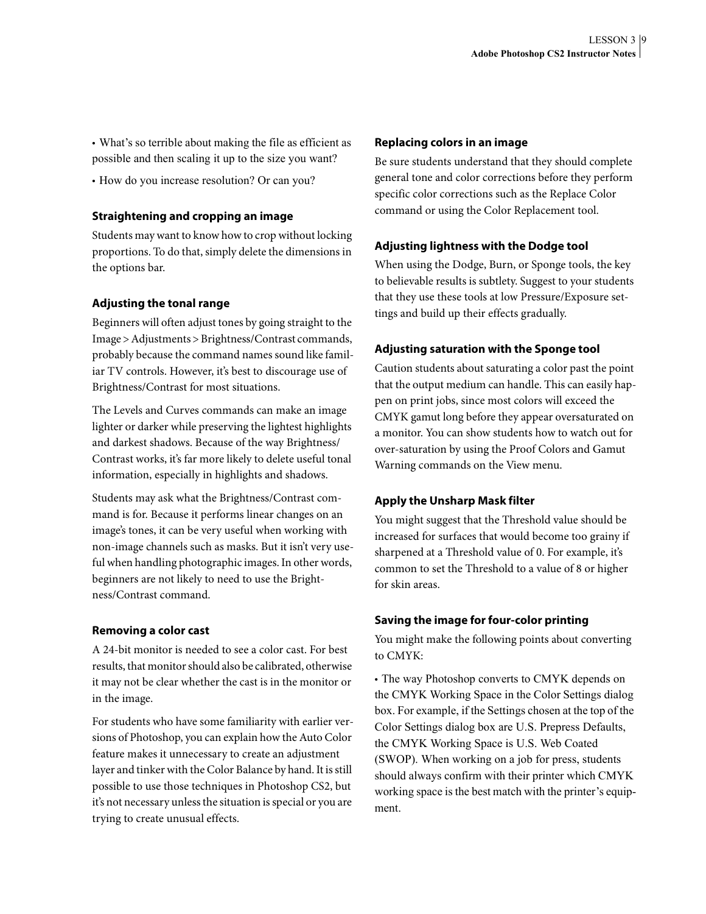• What's so terrible about making the file as efficient as possible and then scaling it up to the size you want?

• How do you increase resolution? Or can you?

### Straightening and cropping an image

Students may want to know how to crop without locking proportions. To do that, simply delete the dimensions in the options bar.

### Adjusting the tonal range

Beginners will often adjust tones by going straight to the Image > Adjustments > Brightness/Contrast commands, probably because the command names sound like familiar TV controls. However, it's best to discourage use of Brightness/Contrast for most situations.

The Levels and Curves commands can make an image lighter or darker while preserving the lightest highlights and darkest shadows. Because of the way Brightness/Contrast works, it's far more likely to delete useful tonal information, especially in highlights and shadows.

Students may ask what the Brightness/Contrast command is for. Because it performs linear changes on an image's tones, it can be very useful when working with non-image channels such as masks. But it isn't very useful when handling photographic images. In other words, beginners are not likely to need to use the Brightness/Contrast command.

### Removing a color cast

A 24-bit monitor is needed to see a color cast. For best results, that monitor should also be calibrated, otherwise it may not be clear whether the cast is in the monitor or in the image.

For students who have some familiarity with earlier versions of Photoshop, you can explain how the Auto Color feature makes it unnecessary to create an adjustment layer and tinker with the Color Balance by hand. It is still possible to use those techniques in Photoshop CS2, but it's not necessary unless the situation is special or you are trying to create unusual effects.

### Replacing colors in an image

Be sure students understand that they should complete general tone and color corrections before they perform specific color corrections such as the Replace Color command or using the Color Replacement tool.

### Adjusting lightness with the Dodge tool

When using the Dodge, Burn, or Sponge tools, the key to believable results is subtlety. Suggest to your students that they use these tools at low Pressure/Exposure settings and build up their effects gradually.

### Adjusting saturation with the Sponge tool

Caution students about saturating a color past the point that the output medium can handle. This can easily happen on print jobs, since most colors will exceed the CMYK gamut long before they appear oversaturated on a monitor. You can show students how to watch out for over-saturation by using the Proof Colors and Gamut Warning commands on the View menu.

### Apply the Unsharp Mask filter

You might suggest that the Threshold value should be increased for surfaces that would become too grainy if sharpened at a Threshold value of 0. For example, it's common to set the Threshold to a value of 8 or higher for skin areas.

### Saving the image for four-color printing

You might make the following points about converting to CMYK:

• The way Photoshop converts to CMYK depends on the CMYK Working Space in the Color Settings dialog box. For example, if the Settings chosen at the top of the Color Settings dialog box are U.S. Prepress Defaults, the CMYK Working Space is U.S. Web Coated (SWOP). When working on a job for press, students should always confirm with their printer which CMYK working space is the best match with the printer's equipment.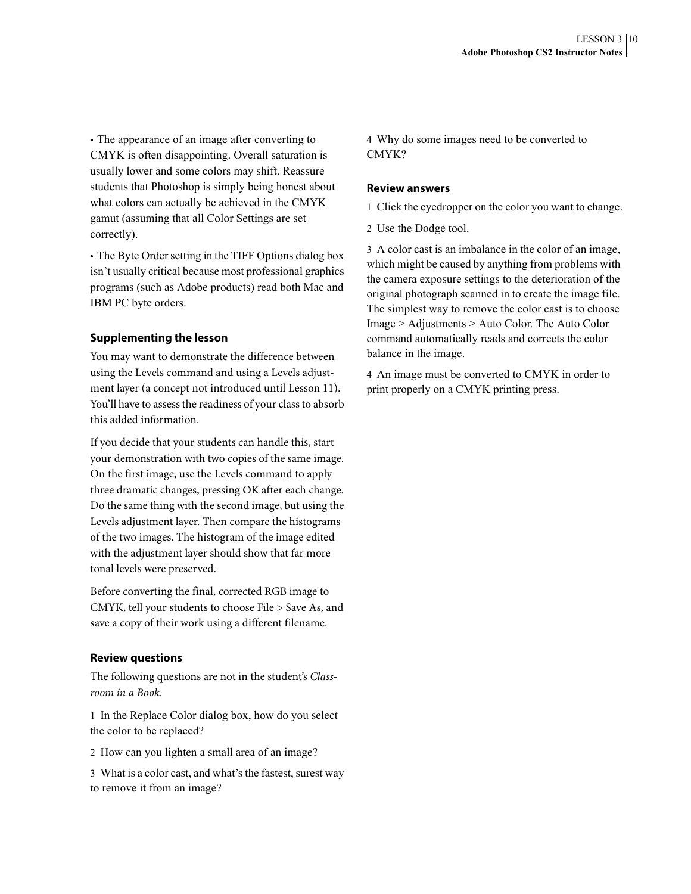- The appearance of an image after converting to CMYK is often disappointing. Overall saturation is usually lower and some colors may shift. Reassure students that Photoshop is simply being honest about what colors can actually be achieved in the CMYK gamut (assuming that all Color Settings are set correctly).
- The Byte Order setting in the TIFF Options dialog box isn't usually critical because most professional graphics programs (such as Adobe products) read both Mac and IBM PC byte orders.

### Supplementing the lesson

You may want to demonstrate the difference between using the Levels command and using a Levels adjustment layer (a concept not introduced until Lesson 11). You'll have to assess the readiness of your class to absorb this added information.

If you decide that your students can handle this, start your demonstration with two copies of the same image. On the first image, use the Levels command to apply three dramatic changes, pressing OK after each change. Do the same thing with the second image, but using the Levels adjustment layer. Then compare the histograms of the two images. The histogram of the image edited with the adjustment layer should show that far more tonal levels were preserved.

Before converting the final, corrected RGB image to CMYK, tell your students to choose File > Save As, and save a copy of their work using a different filename.

### Review questions

The following questions are not in the student's *Classroom in a Book*.

1 In the Replace Color dialog box, how do you select the color to be replaced?

2 How can you lighten a small area of an image?

3 What is a color cast, and what's the fastest, surest way to remove it from an image?

4 Why do some images need to be converted to CMYK?

### Review answers

1 Click the eyedropper on the color you want to change.

2 Use the Dodge tool.

3 A color cast is an imbalance in the color of an image, which might be caused by anything from problems with the camera exposure settings to the deterioration of the original photograph scanned in to create the image file. The simplest way to remove the color cast is to choose Image > Adjustments > Auto Color. The Auto Color command automatically reads and corrects the color balance in the image.

4 An image must be converted to CMYK in order to print properly on a CMYK printing press.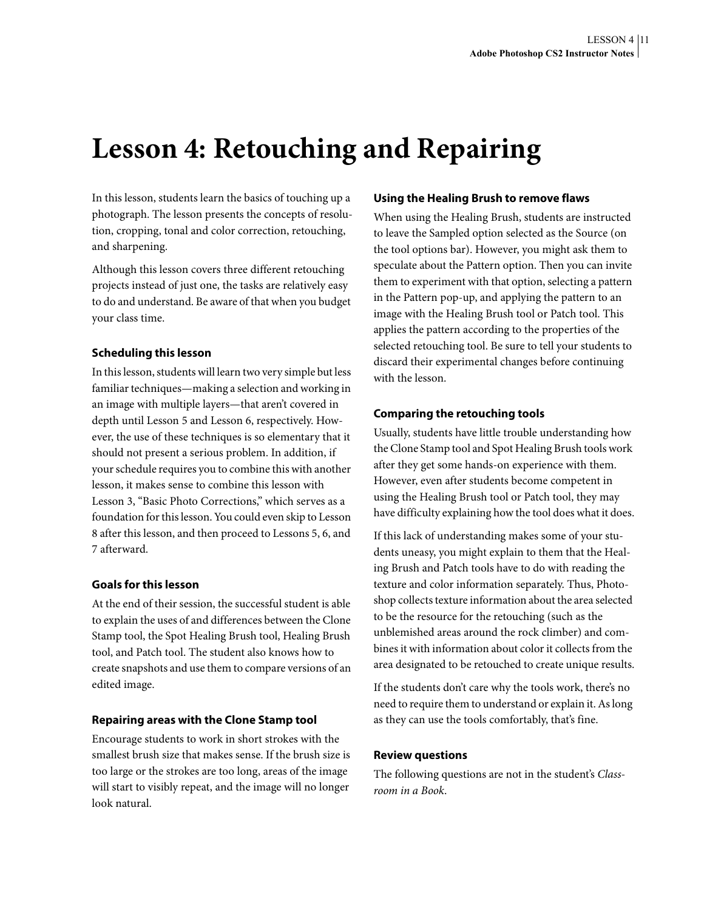# Lesson 4: Retouching and Repairing

In this lesson, students learn the basics of touching up a photograph. The lesson presents the concepts of resolution, cropping, tonal and color correction, retouching, and sharpening.

Although this lesson covers three different retouching projects instead of just one, the tasks are relatively easy to do and understand. Be aware of that when you budget your class time.

### Scheduling this lesson

In this lesson, students will learn two very simple but less familiar techniques—making a selection and working in an image with multiple layers—that aren't covered in depth until Lesson 5 and Lesson 6, respectively. However, the use of these techniques is so elementary that it should not present a serious problem. In addition, if your schedule requires you to combine this with another lesson, it makes sense to combine this lesson with Lesson 3, "Basic Photo Corrections," which serves as a foundation for this lesson. You could even skip to Lesson 8 after this lesson, and then proceed to Lessons 5, 6, and 7 afterward.

### Goals for this lesson

At the end of their session, the successful student is able to explain the uses of and differences between the Clone Stamp tool, the Spot Healing Brush tool, Healing Brush tool, and Patch tool. The student also knows how to create snapshots and use them to compare versions of an edited image.

### Repairing areas with the Clone Stamp tool

Encourage students to work in short strokes with the smallest brush size that makes sense. If the brush size is too large or the strokes are too long, areas of the image will start to visibly repeat, and the image will no longer look natural.

### Using the Healing Brush to remove flaws

When using the Healing Brush, students are instructed to leave the Sampled option selected as the Source (on the tool options bar). However, you might ask them to speculate about the Pattern option. Then you can invite them to experiment with that option, selecting a pattern in the Pattern pop-up, and applying the pattern to an image with the Healing Brush tool or Patch tool. This applies the pattern according to the properties of the selected retouching tool. Be sure to tell your students to discard their experimental changes before continuing with the lesson.

### Comparing the retouching tools

Usually, students have little trouble understanding how the Clone Stamp tool and Spot Healing Brush tools work after they get some hands-on experience with them. However, even after students become competent in using the Healing Brush tool or Patch tool, they may have difficulty explaining how the tool does what it does.

If this lack of understanding makes some of your students uneasy, you might explain to them that the Healing Brush and Patch tools have to do with reading the texture and color information separately. Thus, Photoshop collects texture information about the area selected to be the resource for the retouching (such as the unblemished areas around the rock climber) and combines it with information about color it collects from the area designated to be retouched to create unique results.

If the students don't care why the tools work, there's no need to require them to understand or explain it. As long as they can use the tools comfortably, that's fine.

### Review questions

The following questions are not in the student's *Classroom in a Book*.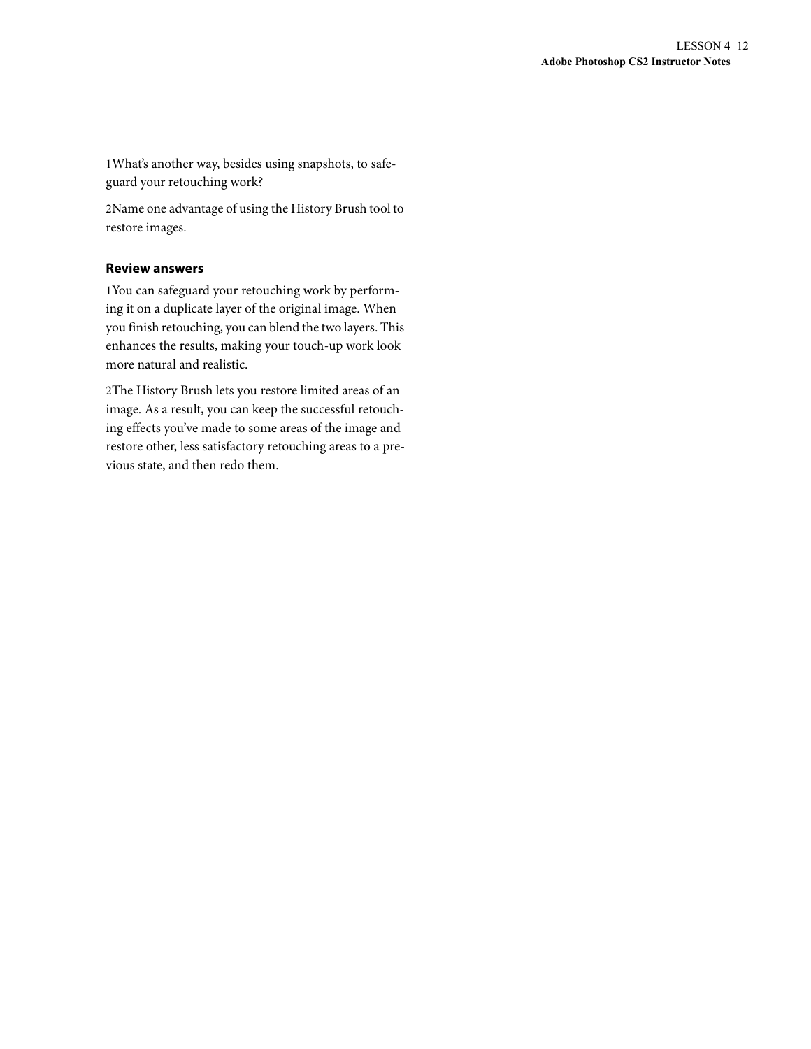1 What's another way, besides using snapshots, to safeguard your retouching work?

2 Name one advantage of using the History Brush tool to restore images.

### Review answers

1 You can safeguard your retouching work by performing it on a duplicate layer of the original image. When you finish retouching, you can blend the two layers. This enhances the results, making your touch-up work look more natural and realistic.

2 The History Brush lets you restore limited areas of an image. As a result, you can keep the successful retouching effects you've made to some areas of the image and restore other, less satisfactory retouching areas to a previous state, and then redo them.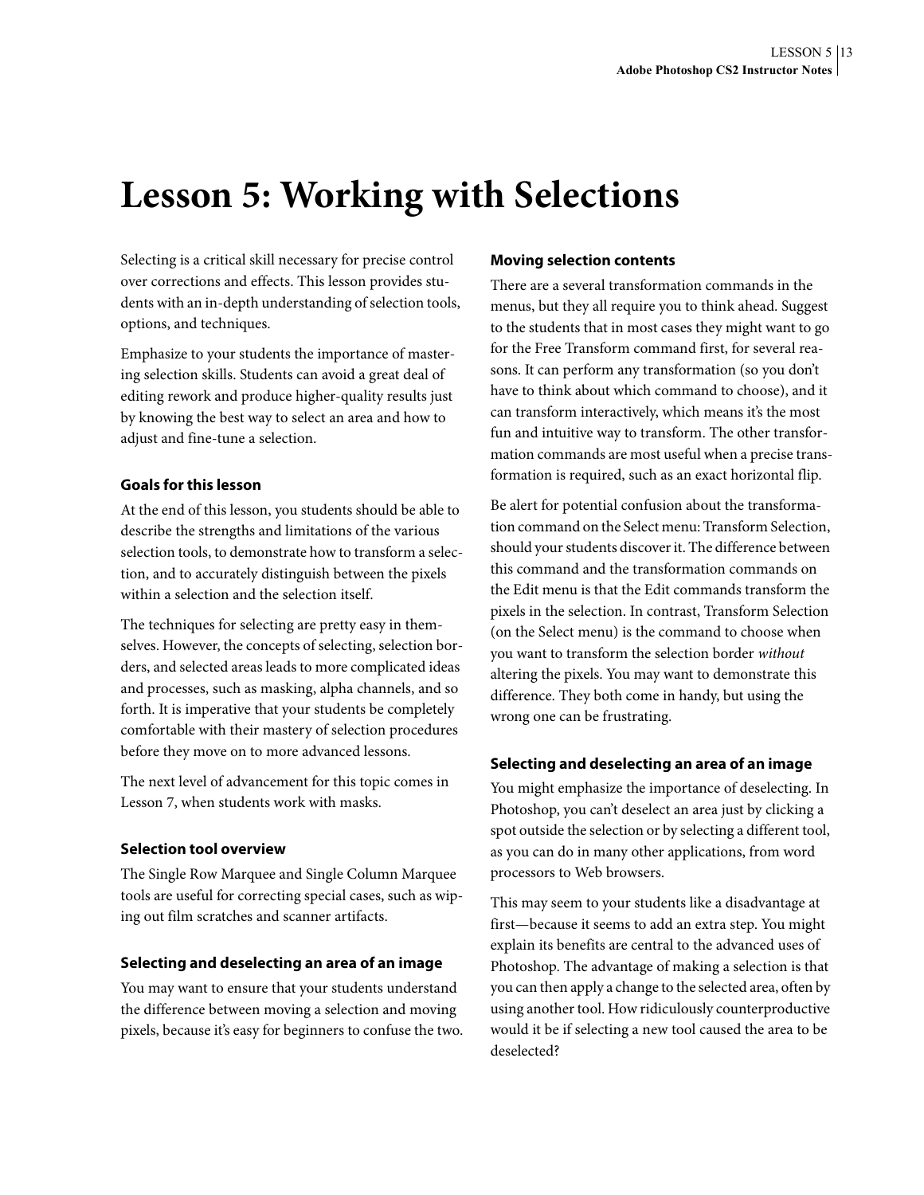# Lesson 5: Working with Selections

Selecting is a critical skill necessary for precise control over corrections and effects. This lesson provides students with an in-depth understanding of selection tools, options, and techniques.

Emphasize to your students the importance of mastering selection skills. Students can avoid a great deal of editing rework and produce higher-quality results just by knowing the best way to select an area and how to adjust and fine-tune a selection.

### Goals for this lesson

At the end of this lesson, you students should be able to describe the strengths and limitations of the various selection tools, to demonstrate how to transform a selection, and to accurately distinguish between the pixels within a selection and the selection itself.

The techniques for selecting are pretty easy in themselves. However, the concepts of selecting, selection borders, and selected areas leads to more complicated ideas and processes, such as masking, alpha channels, and so forth. It is imperative that your students be completely comfortable with their mastery of selection procedures before they move on to more advanced lessons.

The next level of advancement for this topic comes in Lesson 7, when students work with masks.

### Selection tool overview

The Single Row Marquee and Single Column Marquee tools are useful for correcting special cases, such as wiping out film scratches and scanner artifacts.

### Selecting and deselecting an area of an image

You may want to ensure that your students understand the difference between moving a selection and moving pixels, because it's easy for beginners to confuse the two.

### Moving selection contents

There are a several transformation commands in the menus, but they all require you to think ahead. Suggest to the students that in most cases they might want to go for the Free Transform command first, for several reasons. It can perform any transformation (so you don't have to think about which command to choose), and it can transform interactively, which means it's the most fun and intuitive way to transform. The other transformation commands are most useful when a precise transformation is required, such as an exact horizontal flip.

Be alert for potential confusion about the transformation command on the Select menu: Transform Selection, should your students discover it. The difference between this command and the transformation commands on the Edit menu is that the Edit commands transform the pixels in the selection. In contrast, Transform Selection (on the Select menu) is the command to choose when you want to transform the selection border *without* altering the pixels. You may want to demonstrate this difference. They both come in handy, but using the wrong one can be frustrating.

### Selecting and deselecting an area of an image

You might emphasize the importance of deselecting. In Photoshop, you can't deselect an area just by clicking a spot outside the selection or by selecting a different tool, as you can do in many other applications, from word processors to Web browsers.

This may seem to your students like a disadvantage at first—because it seems to add an extra step. You might explain its benefits are central to the advanced uses of Photoshop. The advantage of making a selection is that you can then apply a change to the selected area, often by using another tool. How ridiculously counterproductive would it be if selecting a new tool caused the area to be deselected?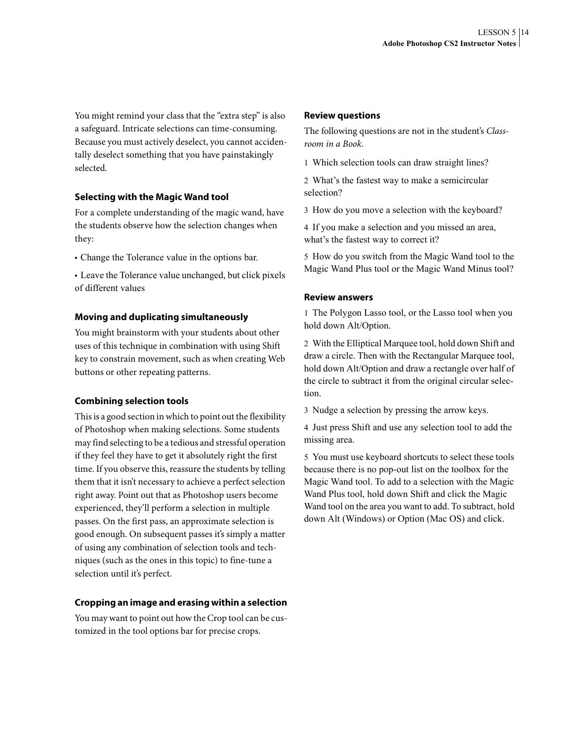You might remind your class that the "extra step" is also a safeguard. Intricate selections can time-consuming. Because you must actively deselect, you cannot accidentally deselect something that you have painstakingly selected.

### Selecting with the Magic Wand tool

For a complete understanding of the magic wand, have the students observe how the selection changes when they:

- Change the Tolerance value in the options bar.
- Leave the Tolerance value unchanged, but click pixels of different values

### Moving and duplicating simultaneously

You might brainstorm with your students about other uses of this technique in combination with using Shift key to constrain movement, such as when creating Web buttons or other repeating patterns.

### Combining selection tools

This is a good section in which to point out the flexibility of Photoshop when making selections. Some students may find selecting to be a tedious and stressful operation if they feel they have to get it absolutely right the first time. If you observe this, reassure the students by telling them that it isn't necessary to achieve a perfect selection right away. Point out that as Photoshop users become experienced, they'll perform a selection in multiple passes. On the first pass, an approximate selection is good enough. On subsequent passes it's simply a matter of using any combination of selection tools and techniques (such as the ones in this topic) to fine-tune a selection until it's perfect.

### Cropping an image and erasing within a selection

You may want to point out how the Crop tool can be customized in the tool options bar for precise crops.

### Review questions

The following questions are not in the student's *Classroom in a Book*.

1 Which selection tools can draw straight lines?

2 What's the fastest way to make a semicircular selection?

3 How do you move a selection with the keyboard?

4 If you make a selection and you missed an area, what's the fastest way to correct it?

5 How do you switch from the Magic Wand tool to the Magic Wand Plus tool or the Magic Wand Minus tool?

### Review answers

1 The Polygon Lasso tool, or the Lasso tool when you hold down Alt/Option.

2 With the Elliptical Marquee tool, hold down Shift and draw a circle. Then with the Rectangular Marquee tool, hold down Alt/Option and draw a rectangle over half of the circle to subtract it from the original circular selection.

3 Nudge a selection by pressing the arrow keys.

4 Just press Shift and use any selection tool to add the missing area.

5 You must use keyboard shortcuts to select these tools because there is no pop-out list on the toolbox for the Magic Wand tool. To add to a selection with the Magic Wand Plus tool, hold down Shift and click the Magic Wand tool on the area you want to add. To subtract, hold down Alt (Windows) or Option (Mac OS) and click.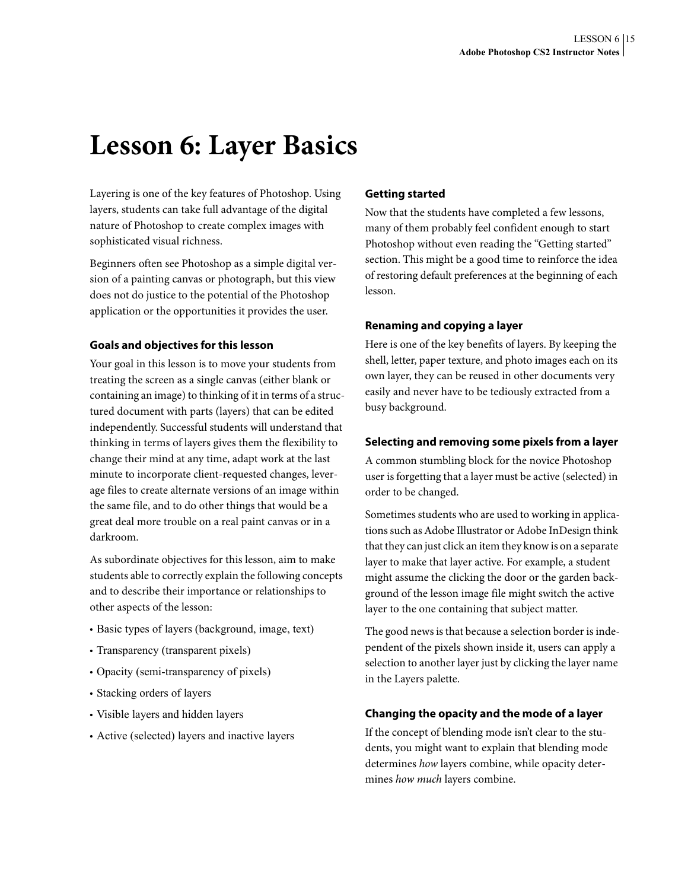# Lesson 6: Layer Basics

Layering is one of the key features of Photoshop. Using layers, students can take full advantage of the digital nature of Photoshop to create complex images with sophisticated visual richness.

Beginners often see Photoshop as a simple digital version of a painting canvas or photograph, but this view does not do justice to the potential of the Photoshop application or the opportunities it provides the user.

### Goals and objectives for this lesson

Your goal in this lesson is to move your students from treating the screen as a single canvas (either blank or containing an image) to thinking of it in terms of a structured document with parts (layers) that can be edited independently. Successful students will understand that thinking in terms of layers gives them the flexibility to change their mind at any time, adapt work at the last minute to incorporate client-requested changes, leverage files to create alternate versions of an image within the same file, and to do other things that would be a great deal more trouble on a real paint canvas or in a darkroom.

As subordinate objectives for this lesson, aim to make students able to correctly explain the following concepts and to describe their importance or relationships to other aspects of the lesson:

- Basic types of layers (background, image, text)
- Transparency (transparent pixels)
- Opacity (semi-transparency of pixels)
- Stacking orders of layers
- Visible layers and hidden layers
- Active (selected) layers and inactive layers

### Getting started

Now that the students have completed a few lessons, many of them probably feel confident enough to start Photoshop without even reading the "Getting started" section. This might be a good time to reinforce the idea of restoring default preferences at the beginning of each lesson.

### Renaming and copying a layer

Here is one of the key benefits of layers. By keeping the shell, letter, paper texture, and photo images each on its own layer, they can be reused in other documents very easily and never have to be tediously extracted from a busy background.

### Selecting and removing some pixels from a layer

A common stumbling block for the novice Photoshop user is forgetting that a layer must be active (selected) in order to be changed.

Sometimes students who are used to working in applications such as Adobe Illustrator or Adobe InDesign think that they can just click an item they know is on a separate layer to make that layer active. For example, a student might assume the clicking the door or the garden background of the lesson image file might switch the active layer to the one containing that subject matter.

The good news is that because a selection border is independent of the pixels shown inside it, users can apply a selection to another layer just by clicking the layer name in the Layers palette.

### Changing the opacity and the mode of a layer

If the concept of blending mode isn't clear to the students, you might want to explain that blending mode determines *how* layers combine, while opacity determines *how much* layers combine.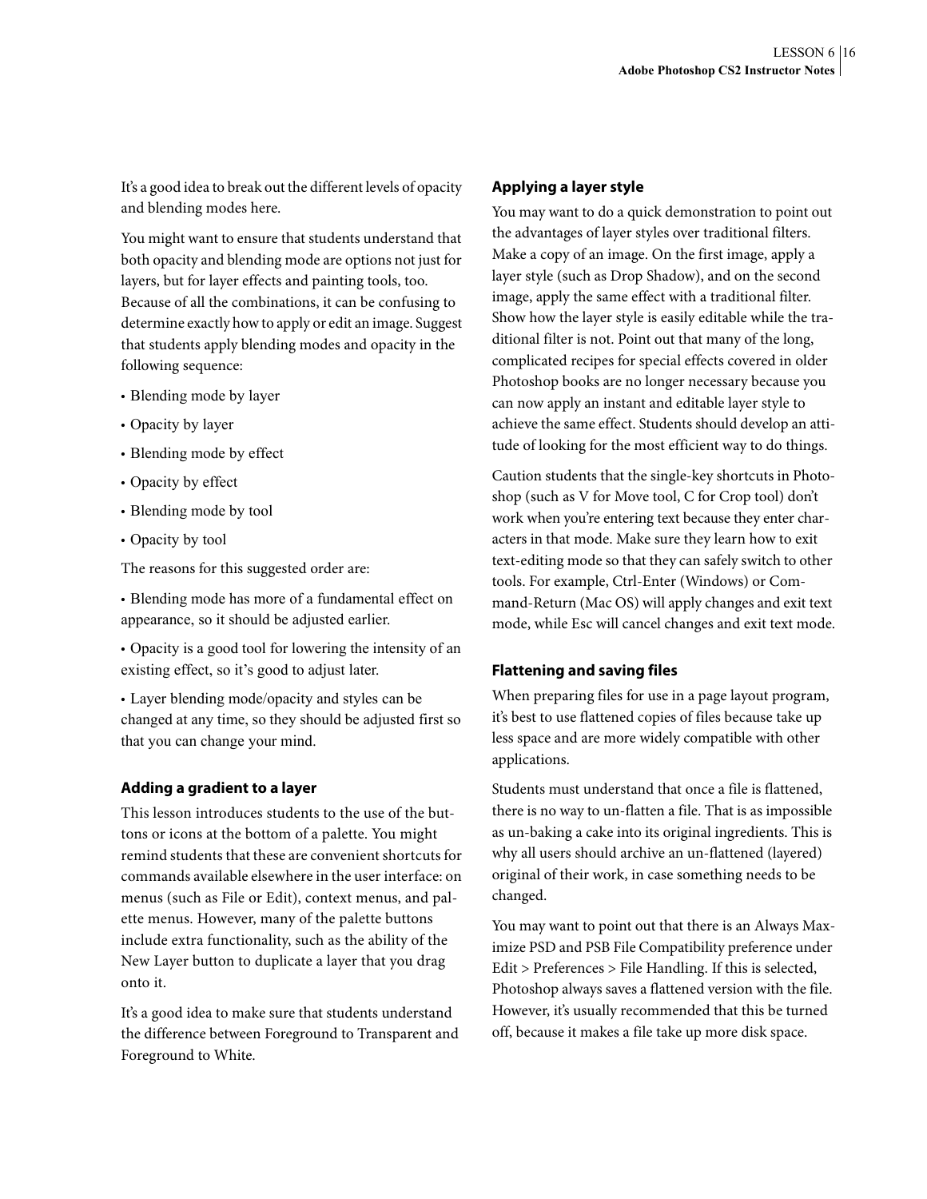It's a good idea to break out the different levels of opacity and blending modes here.

You might want to ensure that students understand that both opacity and blending mode are options not just for layers, but for layer effects and painting tools, too. Because of all the combinations, it can be confusing to determine exactly how to apply or edit an image. Suggest that students apply blending modes and opacity in the following sequence:

- Blending mode by layer
- Opacity by layer
- Blending mode by effect
- Opacity by effect
- Blending mode by tool
- Opacity by tool

The reasons for this suggested order are:

- Blending mode has more of a fundamental effect on appearance, so it should be adjusted earlier.
- Opacity is a good tool for lowering the intensity of an existing effect, so it's good to adjust later.
- Layer blending mode/opacity and styles can be changed at any time, so they should be adjusted first so that you can change your mind.

### Adding a gradient to a layer

This lesson introduces students to the use of the buttons or icons at the bottom of a palette. You might remind students that these are convenient shortcuts for commands available elsewhere in the user interface: on menus (such as File or Edit), context menus, and palette menus. However, many of the palette buttons include extra functionality, such as the ability of the New Layer button to duplicate a layer that you drag onto it.

It's a good idea to make sure that students understand the difference between Foreground to Transparent and Foreground to White.

### Applying a layer style

You may want to do a quick demonstration to point out the advantages of layer styles over traditional filters. Make a copy of an image. On the first image, apply a layer style (such as Drop Shadow), and on the second image, apply the same effect with a traditional filter. Show how the layer style is easily editable while the traditional filter is not. Point out that many of the long, complicated recipes for special effects covered in older Photoshop books are no longer necessary because you can now apply an instant and editable layer style to achieve the same effect. Students should develop an attitude of looking for the most efficient way to do things.

Caution students that the single-key shortcuts in Photoshop (such as V for Move tool, C for Crop tool) don't work when you're entering text because they enter characters in that mode. Make sure they learn how to exit text-editing mode so that they can safely switch to other tools. For example, Ctrl-Enter (Windows) or Command-Return (Mac OS) will apply changes and exit text mode, while Esc will cancel changes and exit text mode.

### Flattening and saving files

When preparing files for use in a page layout program, it's best to use flattened copies of files because take up less space and are more widely compatible with other applications.

Students must understand that once a file is flattened, there is no way to un-flatten a file. That is as impossible as un-baking a cake into its original ingredients. This is why all users should archive an un-flattened (layered) original of their work, in case something needs to be changed.

You may want to point out that there is an Always Maximize PSD and PSB File Compatibility preference under Edit > Preferences > File Handling. If this is selected, Photoshop always saves a flattened version with the file. However, it's usually recommended that this be turned off, because it makes a file take up more disk space.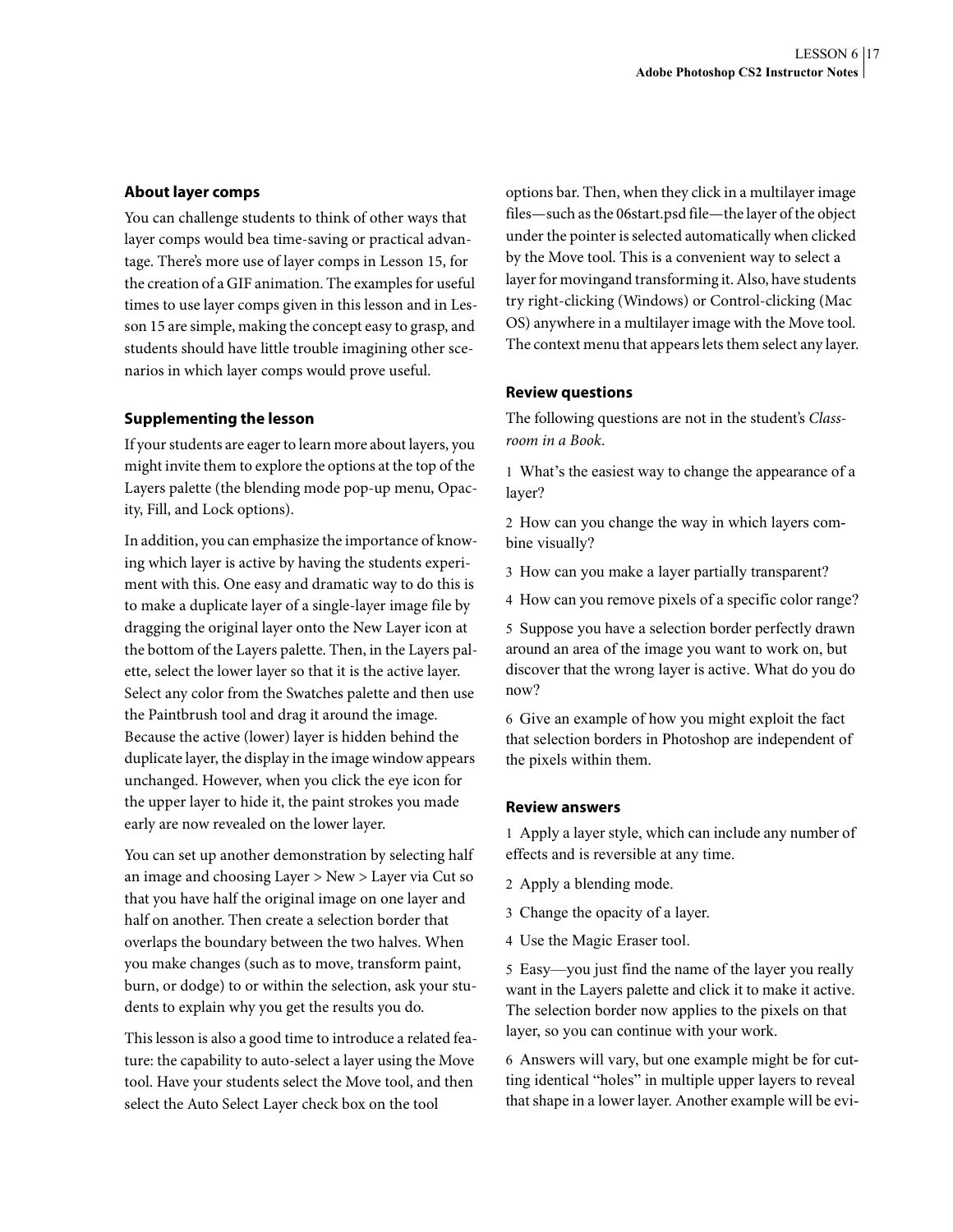## About layer comps

You can challenge students to think of other ways that layer comps would bea time-saving or practical advantage. There's more use of layer comps in Lesson 15, for the creation of a GIF animation. The examples for useful times to use layer comps given in this lesson and in Lesson 15 are simple, making the concept easy to grasp, and students should have little trouble imagining other scenarios in which layer comps would prove useful.

## Supplementing the lesson

If your students are eager to learn more about layers, you might invite them to explore the options at the top of the Layers palette (the blending mode pop-up menu, Opacity, Fill, and Lock options).

In addition, you can emphasize the importance of knowing which layer is active by having the students experiment with this. One easy and dramatic way to do this is to make a duplicate layer of a single-layer image file by dragging the original layer onto the New Layer icon at the bottom of the Layers palette. Then, in the Layers palette, select the lower layer so that it is the active layer. Select any color from the Swatches palette and then use the Paintbrush tool and drag it around the image. Because the active (lower) layer is hidden behind the duplicate layer, the display in the image window appears unchanged. However, when you click the eye icon for the upper layer to hide it, the paint strokes you made early are now revealed on the lower layer.

You can set up another demonstration by selecting half an image and choosing Layer > New > Layer via Cut so that you have half the original image on one layer and half on another. Then create a selection border that overlaps the boundary between the two halves. When you make changes (such as to move, transform paint, burn, or dodge) to or within the selection, ask your students to explain why you get the results you do.

This lesson is also a good time to introduce a related feature: the capability to auto-select a layer using the Move tool. Have your students select the Move tool, and then select the Auto Select Layer check box on the tool options bar. Then, when they click in a multilayer image files—such as the 06start.psd file—the layer of the object under the pointer is selected automatically when clicked by the Move tool. This is a convenient way to select a layer for movingand transforming it. Also, have students try right-clicking (Windows) or Control-clicking (Mac OS) anywhere in a multilayer image with the Move tool. The context menu that appears lets them select any layer.

## Review questions

The following questions are not in the student's *Classroom in a Book*.

1 What's the easiest way to change the appearance of a layer?

2 How can you change the way in which layers combine visually?

3 How can you make a layer partially transparent?

4 How can you remove pixels of a specific color range?

5 Suppose you have a selection border perfectly drawn around an area of the image you want to work on, but discover that the wrong layer is active. What do you do now?

6 Give an example of how you might exploit the fact that selection borders in Photoshop are independent of the pixels within them.

## Review answers

1 Apply a layer style, which can include any number of effects and is reversible at any time.

2 Apply a blending mode.

3 Change the opacity of a layer.

4 Use the Magic Eraser tool.

5 Easy—you just find the name of the layer you really want in the Layers palette and click it to make it active. The selection border now applies to the pixels on that layer, so you can continue with your work.

6 Answers will vary, but one example might be for cutting identical "holes" in multiple upper layers to reveal that shape in a lower layer. Another example will be evi-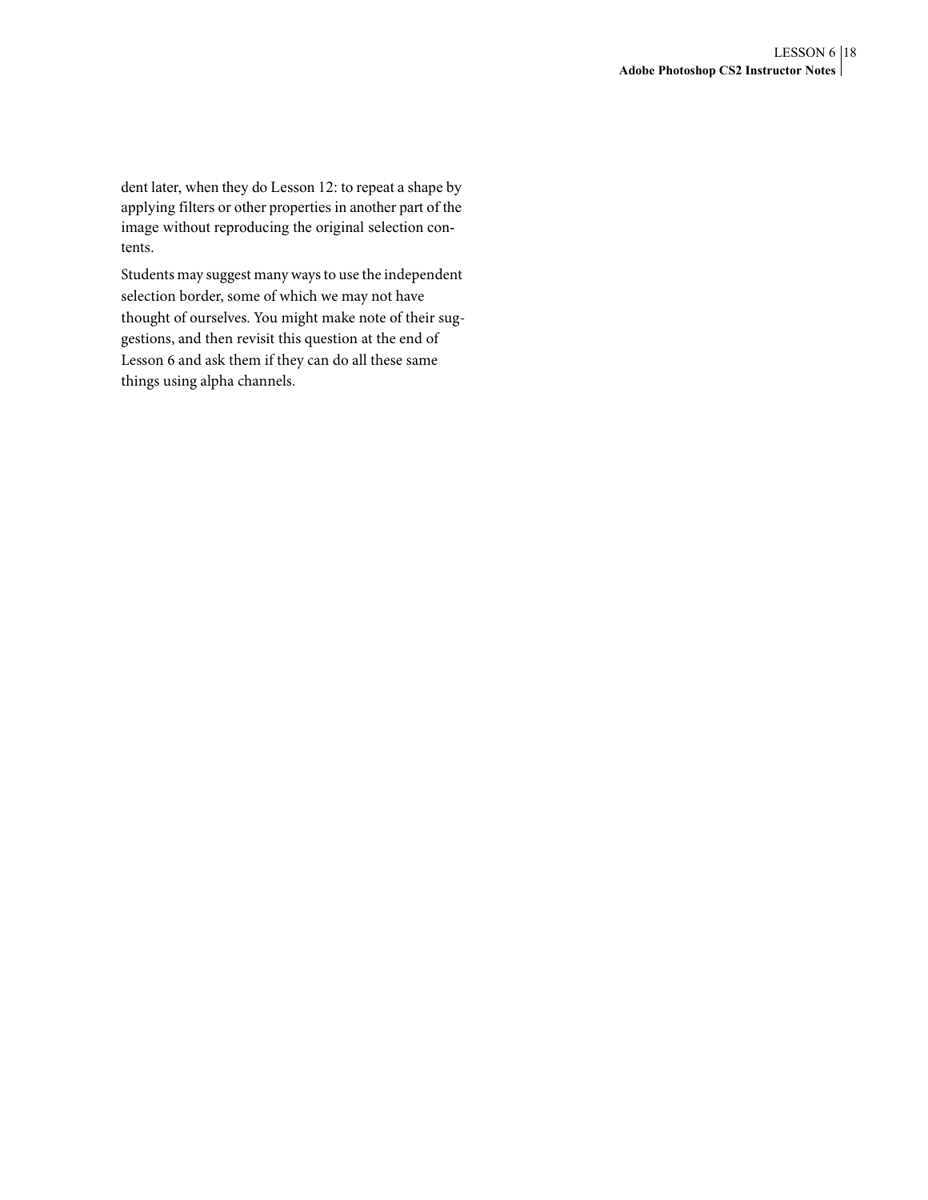dent later, when they do Lesson 12: to repeat a shape by applying filters or other properties in another part of the image without reproducing the original selection contents.

Students may suggest many ways to use the independent selection border, some of which we may not have thought of ourselves. You might make note of their suggestions, and then revisit this question at the end of Lesson 6 and ask them if they can do all these same things using alpha channels.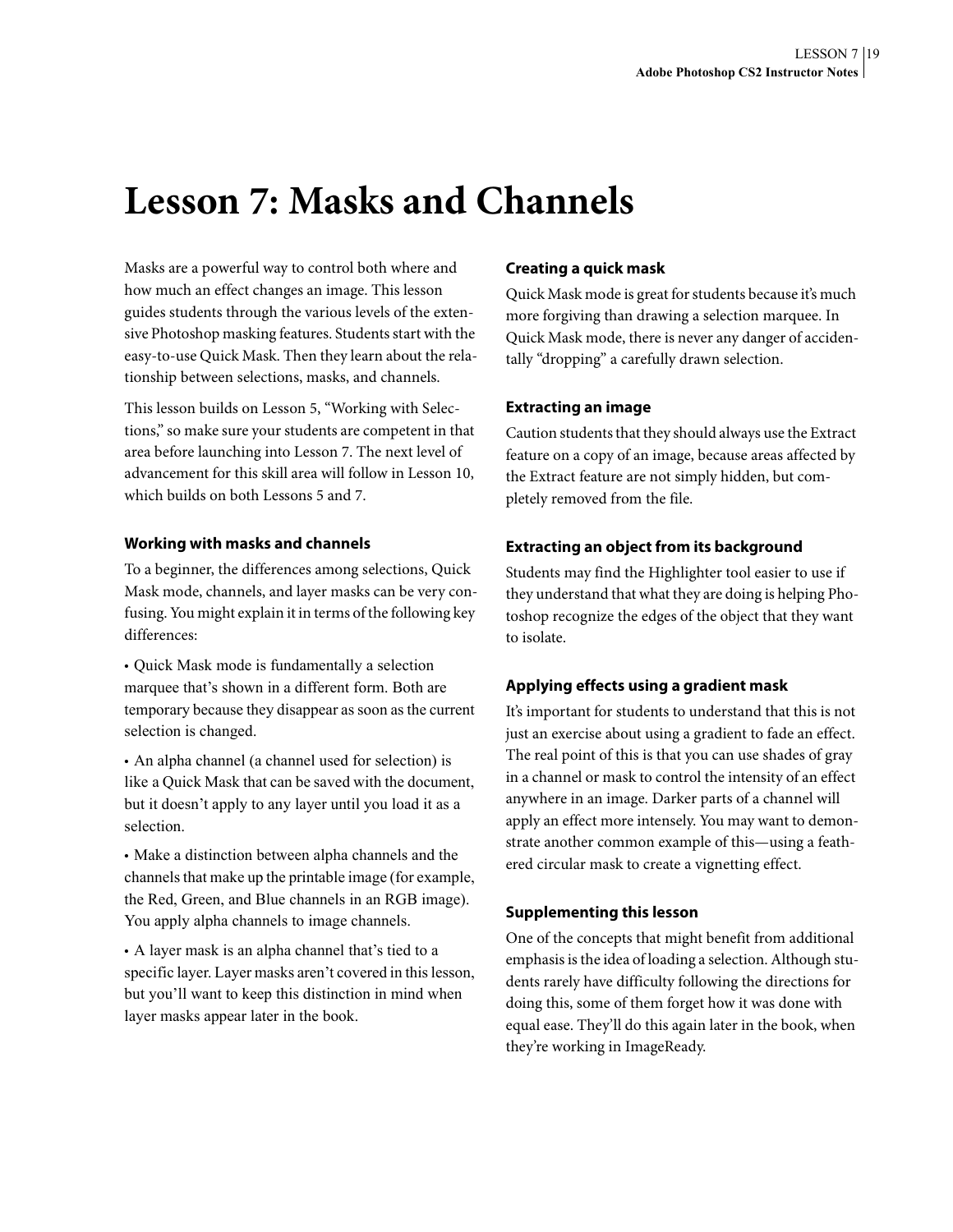# Lesson 7: Masks and Channels

Masks are a powerful way to control both where and how much an effect changes an image. This lesson guides students through the various levels of the extensive Photoshop masking features. Students start with the easy-to-use Quick Mask. Then they learn about the relationship between selections, masks, and channels.

This lesson builds on Lesson 5, "Working with Selections," so make sure your students are competent in that area before launching into Lesson 7. The next level of advancement for this skill area will follow in Lesson 10, which builds on both Lessons 5 and 7.

### Working with masks and channels

To a beginner, the differences among selections, Quick Mask mode, channels, and layer masks can be very confusing. You might explain it in terms of the following key differences:

- Quick Mask mode is fundamentally a selection marquee that's shown in a different form. Both are temporary because they disappear as soon as the current selection is changed.
- An alpha channel (a channel used for selection) is like a Quick Mask that can be saved with the document, but it doesn't apply to any layer until you load it as a selection.
- Make a distinction between alpha channels and the channels that make up the printable image (for example, the Red, Green, and Blue channels in an RGB image). You apply alpha channels to image channels.
- A layer mask is an alpha channel that's tied to a specific layer. Layer masks aren't covered in this lesson, but you'll want to keep this distinction in mind when layer masks appear later in the book.

### Creating a quick mask

Quick Mask mode is great for students because it's much more forgiving than drawing a selection marquee. In Quick Mask mode, there is never any danger of accidentally "dropping" a carefully drawn selection.

### Extracting an image

Caution students that they should always use the Extract feature on a copy of an image, because areas affected by the Extract feature are not simply hidden, but completely removed from the file.

### Extracting an object from its background

Students may find the Highlighter tool easier to use if they understand that what they are doing is helping Photoshop recognize the edges of the object that they want to isolate.

### Applying effects using a gradient mask

It's important for students to understand that this is not just an exercise about using a gradient to fade an effect. The real point of this is that you can use shades of gray in a channel or mask to control the intensity of an effect anywhere in an image. Darker parts of a channel will apply an effect more intensely. You may want to demonstrate another common example of this—using a feathered circular mask to create a vignetting effect.

### Supplementing this lesson

One of the concepts that might benefit from additional emphasis is the idea of loading a selection. Although students rarely have difficulty following the directions for doing this, some of them forget how it was done with equal ease. They'll do this again later in the book, when they're working in ImageReady.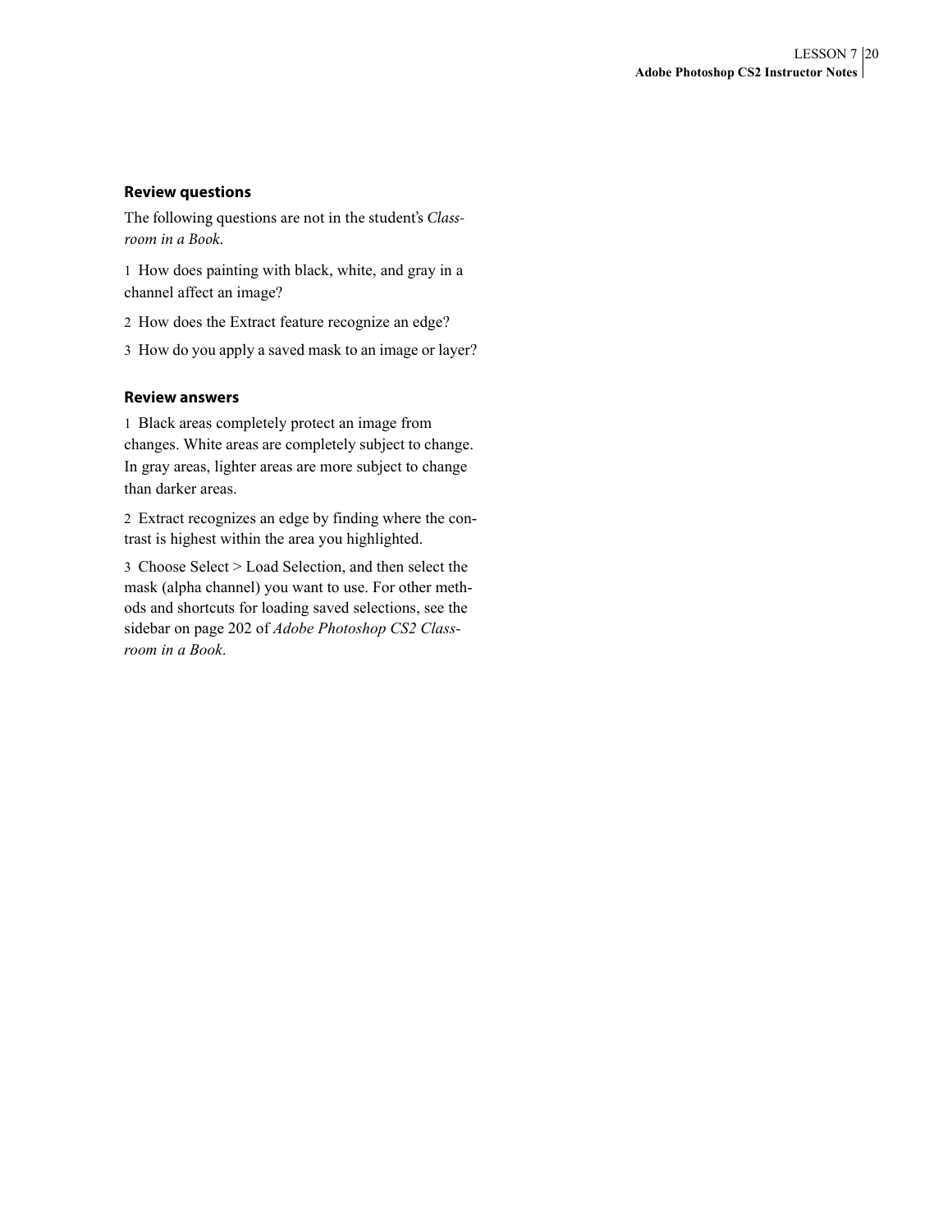### Review questions

The following questions are not in the student's *Classroom in a Book*.

1 How does painting with black, white, and gray in a channel affect an image?

2 How does the Extract feature recognize an edge?

3 How do you apply a saved mask to an image or layer?

### Review answers

1 Black areas completely protect an image from changes. White areas are completely subject to change. In gray areas, lighter areas are more subject to change than darker areas.

2 Extract recognizes an edge by finding where the contrast is highest within the area you highlighted.

3 Choose Select > Load Selection, and then select the mask (alpha channel) you want to use. For other methods and shortcuts for loading saved selections, see the sidebar on page 202 of *Adobe Photoshop CS2 Classroom in a Book*.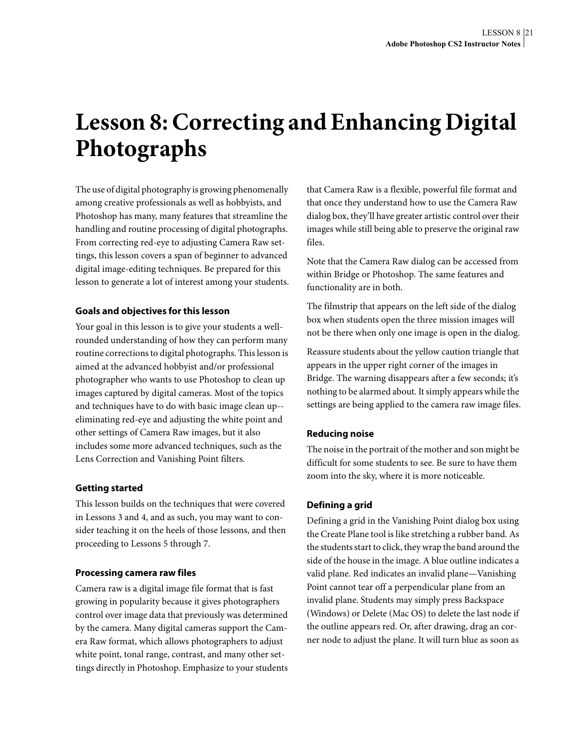# Lesson 8: Correcting and Enhancing Digital Photographs

The use of digital photography is growing phenomenally among creative professionals as well as hobbyists, and Photoshop has many, many features that streamline the handling and routine processing of digital photographs. From correcting red-eye to adjusting Camera Raw settings, this lesson covers a span of beginner to advanced digital image-editing techniques. Be prepared for this lesson to generate a lot of interest among your students.

### Goals and objectives for this lesson

Your goal in this lesson is to give your students a well-rounded understanding of how they can perform many routine corrections to digital photographs. This lesson is aimed at the advanced hobbyist and/or professional photographer who wants to use Photoshop to clean up images captured by digital cameras. Most of the topics and techniques have to do with basic image clean up--eliminating red-eye and adjusting the white point and other settings of Camera Raw images, but it also includes some more advanced techniques, such as the Lens Correction and Vanishing Point filters.

### Getting started

This lesson builds on the techniques that were covered in Lessons 3 and 4, and as such, you may want to consider teaching it on the heels of those lessons, and then proceeding to Lessons 5 through 7.

### Processing camera raw files

Camera raw is a digital image file format that is fast growing in popularity because it gives photographers control over image data that previously was determined by the camera. Many digital cameras support the Camera Raw format, which allows photographers to adjust white point, tonal range, contrast, and many other settings directly in Photoshop. Emphasize to your students that Camera Raw is a flexible, powerful file format and that once they understand how to use the Camera Raw dialog box, they'll have greater artistic control over their images while still being able to preserve the original raw files.

Note that the Camera Raw dialog can be accessed from within Bridge or Photoshop. The same features and functionality are in both.

The filmstrip that appears on the left side of the dialog box when students open the three mission images will not be there when only one image is open in the dialog.

Reassure students about the yellow caution triangle that appears in the upper right corner of the images in Bridge. The warning disappears after a few seconds; it's nothing to be alarmed about. It simply appears while the settings are being applied to the camera raw image files.

### Reducing noise

The noise in the portrait of the mother and son might be difficult for some students to see. Be sure to have them zoom into the sky, where it is more noticeable.

### Defining a grid

Defining a grid in the Vanishing Point dialog box using the Create Plane tool is like stretching a rubber band. As the students start to click, they wrap the band around the side of the house in the image. A blue outline indicates a valid plane. Red indicates an invalid plane—Vanishing Point cannot tear off a perpendicular plane from an invalid plane. Students may simply press Backspace (Windows) or Delete (Mac OS) to delete the last node if the outline appears red. Or, after drawing, drag an corner node to adjust the plane. It will turn blue as soon as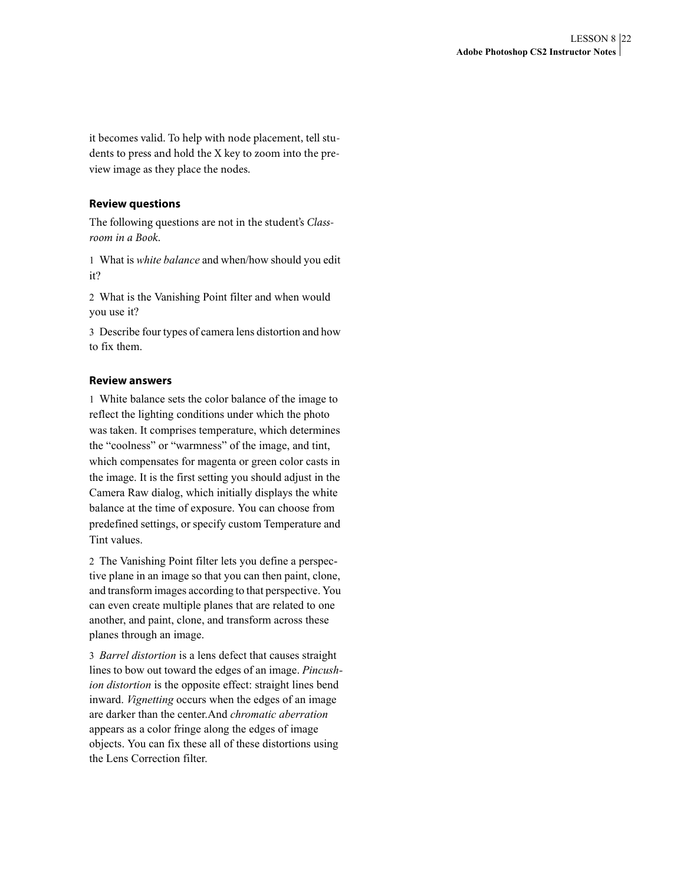it becomes valid. To help with node placement, tell students to press and hold the X key to zoom into the preview image as they place the nodes.

### Review questions

The following questions are not in the student's *Classroom in a Book*.

1 What is *white balance* and when/how should you edit it?

2 What is the Vanishing Point filter and when would you use it?

3 Describe four types of camera lens distortion and how to fix them.

### Review answers

1 White balance sets the color balance of the image to reflect the lighting conditions under which the photo was taken. It comprises temperature, which determines the "coolness" or "warmness" of the image, and tint, which compensates for magenta or green color casts in the image. It is the first setting you should adjust in the Camera Raw dialog, which initially displays the white balance at the time of exposure. You can choose from predefined settings, or specify custom Temperature and Tint values.

2 The Vanishing Point filter lets you define a perspective plane in an image so that you can then paint, clone, and transform images according to that perspective. You can even create multiple planes that are related to one another, and paint, clone, and transform across these planes through an image.

3 *Barrel distortion* is a lens defect that causes straight lines to bow out toward the edges of an image. *Pincushion distortion* is the opposite effect: straight lines bend inward. *Vignetting* occurs when the edges of an image are darker than the center.And *chromatic aberration* appears as a color fringe along the edges of image objects. You can fix these all of these distortions using the Lens Correction filter.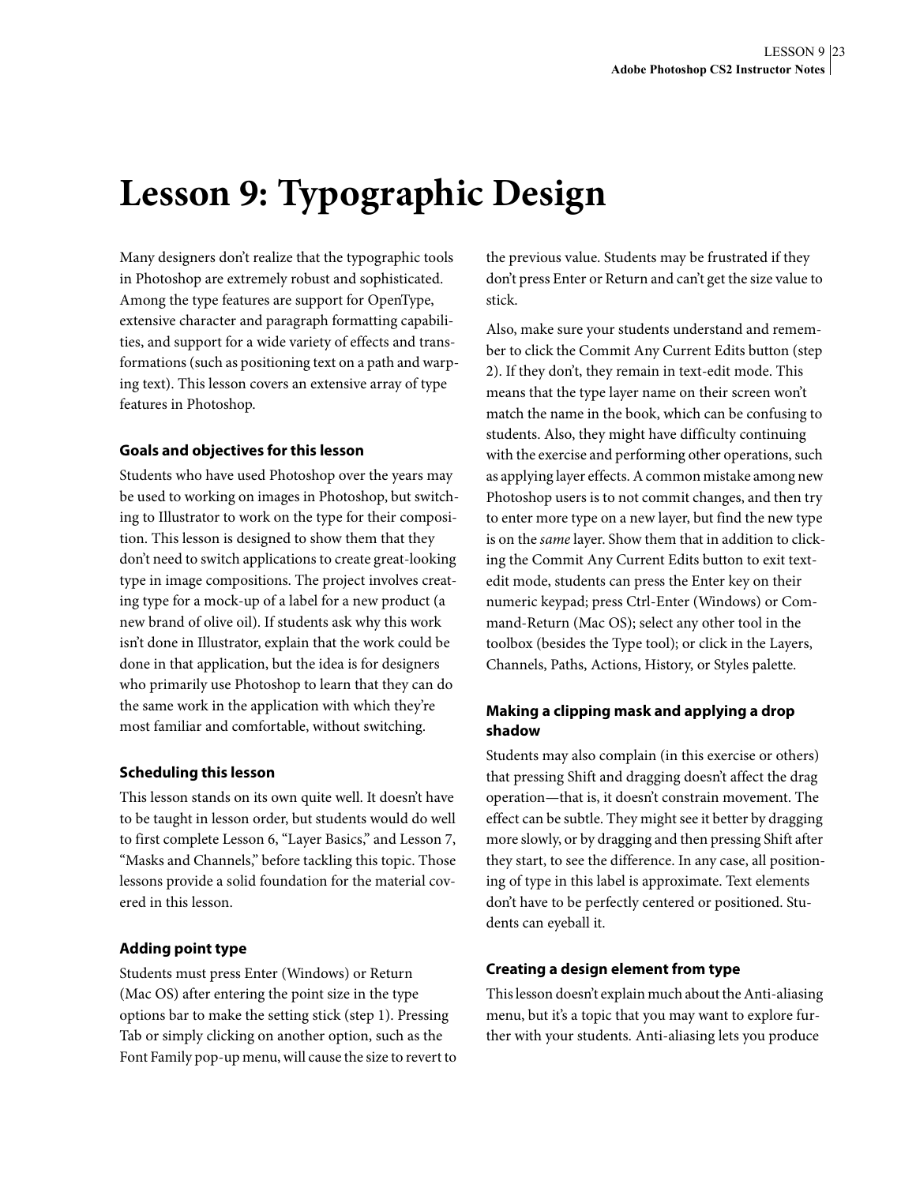# Lesson 9: Typographic Design

Many designers don't realize that the typographic tools in Photoshop are extremely robust and sophisticated. Among the type features are support for OpenType, extensive character and paragraph formatting capabilities, and support for a wide variety of effects and transformations (such as positioning text on a path and warping text). This lesson covers an extensive array of type features in Photoshop.

### Goals and objectives for this lesson

Students who have used Photoshop over the years may be used to working on images in Photoshop, but switching to Illustrator to work on the type for their composition. This lesson is designed to show them that they don't need to switch applications to create great-looking type in image compositions. The project involves creating type for a mock-up of a label for a new product (a new brand of olive oil). If students ask why this work isn't done in Illustrator, explain that the work could be done in that application, but the idea is for designers who primarily use Photoshop to learn that they can do the same work in the application with which they're most familiar and comfortable, without switching.

### Scheduling this lesson

This lesson stands on its own quite well. It doesn't have to be taught in lesson order, but students would do well to first complete Lesson 6, "Layer Basics," and Lesson 7, "Masks and Channels," before tackling this topic. Those lessons provide a solid foundation for the material covered in this lesson.

### Adding point type

Students must press Enter (Windows) or Return (Mac OS) after entering the point size in the type options bar to make the setting stick (step 1). Pressing Tab or simply clicking on another option, such as the Font Family pop-up menu, will cause the size to revert to the previous value. Students may be frustrated if they don't press Enter or Return and can't get the size value to stick.

Also, make sure your students understand and remember to click the Commit Any Current Edits button (step 2). If they don't, they remain in text-edit mode. This means that the type layer name on their screen won't match the name in the book, which can be confusing to students. Also, they might have difficulty continuing with the exercise and performing other operations, such as applying layer effects. A common mistake among new Photoshop users is to not commit changes, and then try to enter more type on a new layer, but find the new type is on the *same* layer. Show them that in addition to clicking the Commit Any Current Edits button to exit text-edit mode, students can press the Enter key on their numeric keypad; press Ctrl-Enter (Windows) or Command-Return (Mac OS); select any other tool in the toolbox (besides the Type tool); or click in the Layers, Channels, Paths, Actions, History, or Styles palette.

### Making a clipping mask and applying a drop shadow

Students may also complain (in this exercise or others) that pressing Shift and dragging doesn't affect the drag operation—that is, it doesn't constrain movement. The effect can be subtle. They might see it better by dragging more slowly, or by dragging and then pressing Shift after they start, to see the difference. In any case, all positioning of type in this label is approximate. Text elements don't have to be perfectly centered or positioned. Students can eyeball it.

### Creating a design element from type

This lesson doesn't explain much about the Anti-aliasing menu, but it's a topic that you may want to explore further with your students. Anti-aliasing lets you produce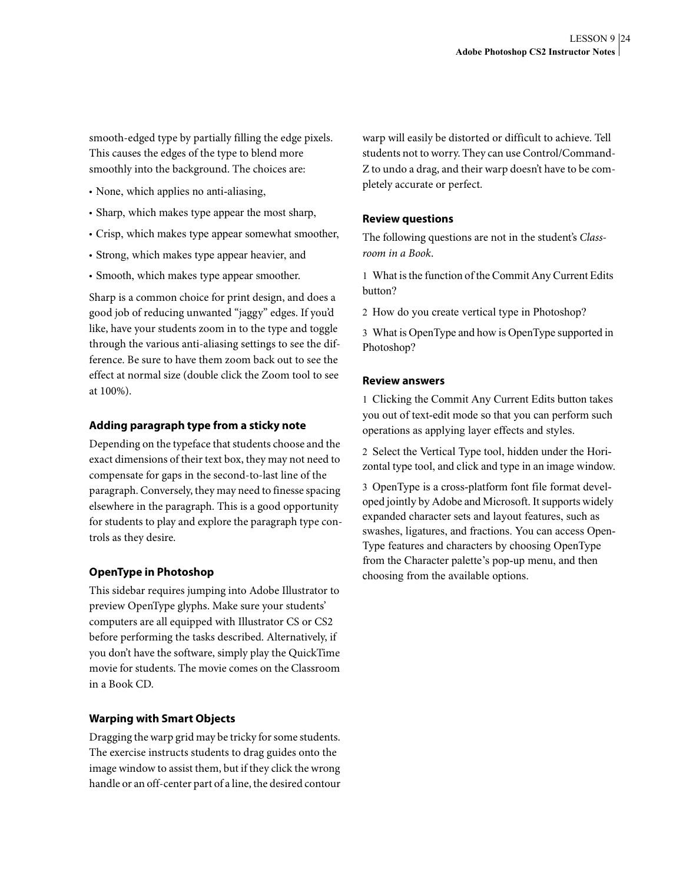smooth-edged type by partially filling the edge pixels. This causes the edges of the type to blend more smoothly into the background. The choices are:

- None, which applies no anti-aliasing,
- Sharp, which makes type appear the most sharp,
- Crisp, which makes type appear somewhat smoother,
- Strong, which makes type appear heavier, and
- Smooth, which makes type appear smoother.

Sharp is a common choice for print design, and does a good job of reducing unwanted "jaggy" edges. If you'd like, have your students zoom in to the type and toggle through the various anti-aliasing settings to see the difference. Be sure to have them zoom back out to see the effect at normal size (double click the Zoom tool to see at 100%).

### Adding paragraph type from a sticky note

Depending on the typeface that students choose and the exact dimensions of their text box, they may not need to compensate for gaps in the second-to-last line of the paragraph. Conversely, they may need to finesse spacing elsewhere in the paragraph. This is a good opportunity for students to play and explore the paragraph type controls as they desire.

### OpenType in Photoshop

This sidebar requires jumping into Adobe Illustrator to preview OpenType glyphs. Make sure your students' computers are all equipped with Illustrator CS or CS2 before performing the tasks described. Alternatively, if you don't have the software, simply play the QuickTime movie for students. The movie comes on the Classroom in a Book CD.

### Warping with Smart Objects

Dragging the warp grid may be tricky for some students. The exercise instructs students to drag guides onto the image window to assist them, but if they click the wrong handle or an off-center part of a line, the desired contour warp will easily be distorted or difficult to achieve. Tell students not to worry. They can use Control/Command-Z to undo a drag, and their warp doesn't have to be completely accurate or perfect.

### Review questions

The following questions are not in the student's *Classroom in a Book*.

1 What is the function of the Commit Any Current Edits button?

2 How do you create vertical type in Photoshop?

3 What is OpenType and how is OpenType supported in Photoshop?

### Review answers

1 Clicking the Commit Any Current Edits button takes you out of text-edit mode so that you can perform such operations as applying layer effects and styles.

2 Select the Vertical Type tool, hidden under the Horizontal type tool, and click and type in an image window.

3 OpenType is a cross-platform font file format developed jointly by Adobe and Microsoft. It supports widely expanded character sets and layout features, such as swashes, ligatures, and fractions. You can access OpenType features and characters by choosing OpenType from the Character palette's pop-up menu, and then choosing from the available options.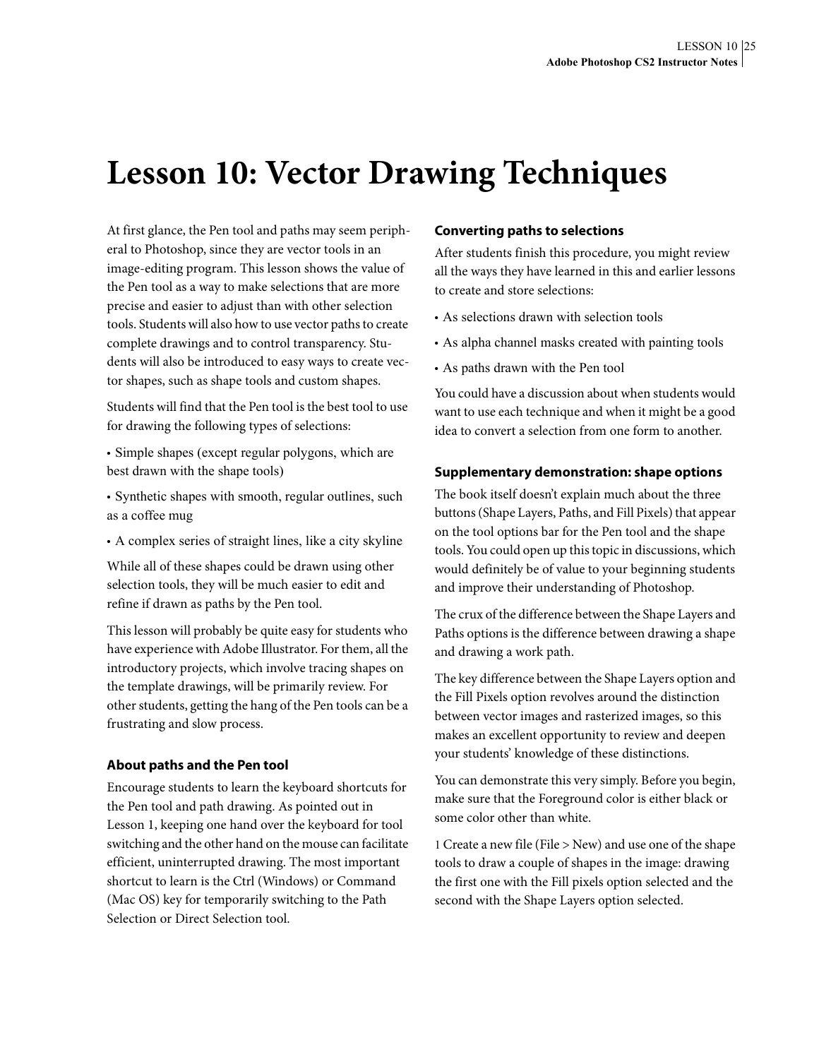# Lesson 10: Vector Drawing Techniques

At first glance, the Pen tool and paths may seem peripheral to Photoshop, since they are vector tools in an image-editing program. This lesson shows the value of the Pen tool as a way to make selections that are more precise and easier to adjust than with other selection tools. Students will also how to use vector paths to create complete drawings and to control transparency. Students will also be introduced to easy ways to create vector shapes, such as shape tools and custom shapes.

Students will find that the Pen tool is the best tool to use for drawing the following types of selections:

- Simple shapes (except regular polygons, which are best drawn with the shape tools)
- Synthetic shapes with smooth, regular outlines, such as a coffee mug
- A complex series of straight lines, like a city skyline

While all of these shapes could be drawn using other selection tools, they will be much easier to edit and refine if drawn as paths by the Pen tool.

This lesson will probably be quite easy for students who have experience with Adobe Illustrator. For them, all the introductory projects, which involve tracing shapes on the template drawings, will be primarily review. For other students, getting the hang of the Pen tools can be a frustrating and slow process.

### About paths and the Pen tool

Encourage students to learn the keyboard shortcuts for the Pen tool and path drawing. As pointed out in Lesson 1, keeping one hand over the keyboard for tool switching and the other hand on the mouse can facilitate efficient, uninterrupted drawing. The most important shortcut to learn is the Ctrl (Windows) or Command (Mac OS) key for temporarily switching to the Path Selection or Direct Selection tool.

### Converting paths to selections

After students finish this procedure, you might review all the ways they have learned in this and earlier lessons to create and store selections:

- As selections drawn with selection tools
- As alpha channel masks created with painting tools
- As paths drawn with the Pen tool

You could have a discussion about when students would want to use each technique and when it might be a good idea to convert a selection from one form to another.

### Supplementary demonstration: shape options

The book itself doesn't explain much about the three buttons (Shape Layers, Paths, and Fill Pixels) that appear on the tool options bar for the Pen tool and the shape tools. You could open up this topic in discussions, which would definitely be of value to your beginning students and improve their understanding of Photoshop.

The crux of the difference between the Shape Layers and Paths options is the difference between drawing a shape and drawing a work path.

The key difference between the Shape Layers option and the Fill Pixels option revolves around the distinction between vector images and rasterized images, so this makes an excellent opportunity to review and deepen your students' knowledge of these distinctions.

You can demonstrate this very simply. Before you begin, make sure that the Foreground color is either black or some color other than white.

1 Create a new file (File > New) and use one of the shape tools to draw a couple of shapes in the image: drawing the first one with the Fill pixels option selected and the second with the Shape Layers option selected.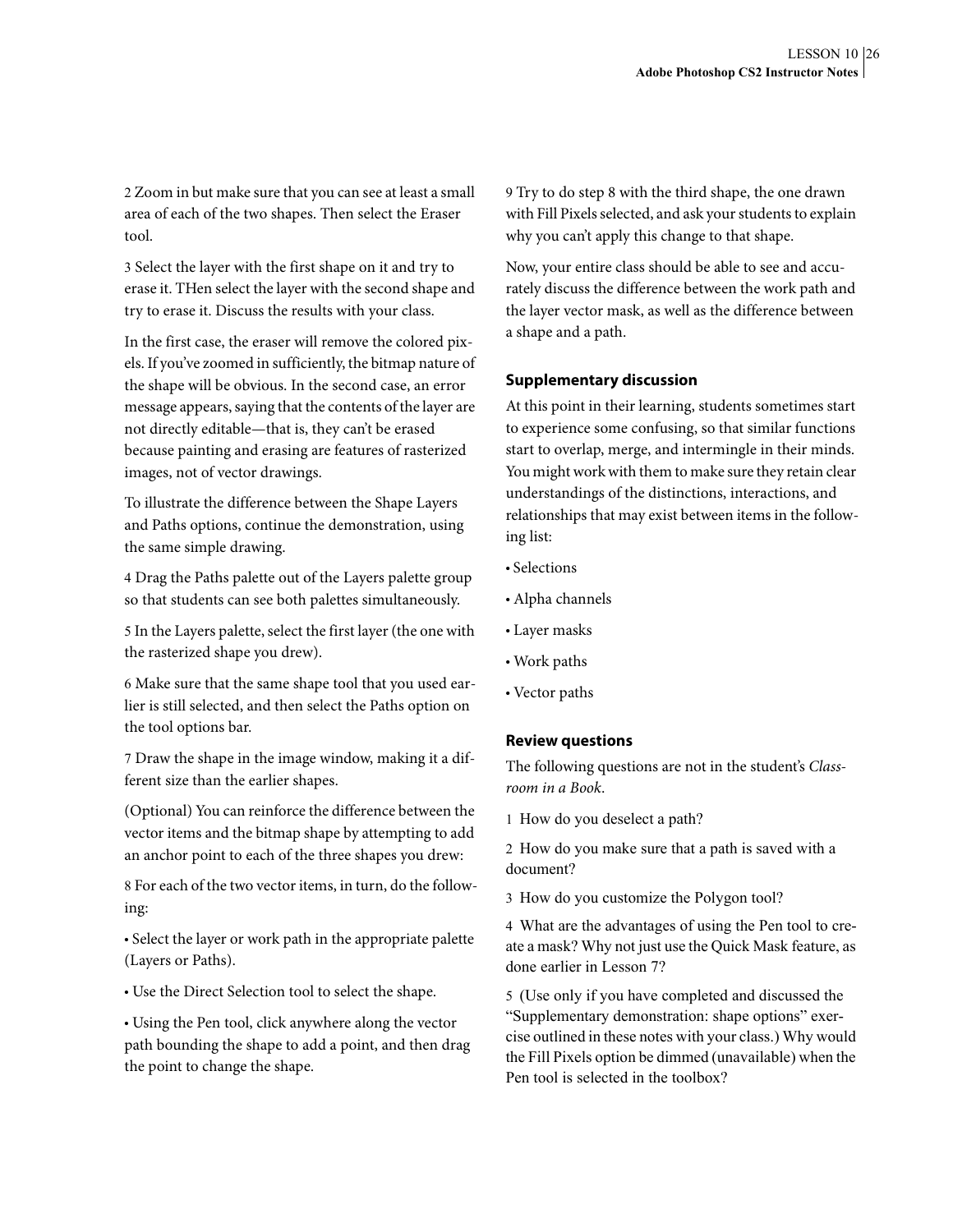2 Zoom in but make sure that you can see at least a small area of each of the two shapes. Then select the Eraser tool.

3 Select the layer with the first shape on it and try to erase it. THen select the layer with the second shape and try to erase it. Discuss the results with your class.

In the first case, the eraser will remove the colored pixels. If you've zoomed in sufficiently, the bitmap nature of the shape will be obvious. In the second case, an error message appears, saying that the contents of the layer are not directly editable—that is, they can't be erased because painting and erasing are features of rasterized images, not of vector drawings.

To illustrate the difference between the Shape Layers and Paths options, continue the demonstration, using the same simple drawing.

4 Drag the Paths palette out of the Layers palette group so that students can see both palettes simultaneously.

5 In the Layers palette, select the first layer (the one with the rasterized shape you drew).

6 Make sure that the same shape tool that you used earlier is still selected, and then select the Paths option on the tool options bar.

7 Draw the shape in the image window, making it a different size than the earlier shapes.

(Optional) You can reinforce the difference between the vector items and the bitmap shape by attempting to add an anchor point to each of the three shapes you drew:

8 For each of the two vector items, in turn, do the following:

• Select the layer or work path in the appropriate palette (Layers or Paths).

• Use the Direct Selection tool to select the shape.

• Using the Pen tool, click anywhere along the vector path bounding the shape to add a point, and then drag the point to change the shape.

9 Try to do step 8 with the third shape, the one drawn with Fill Pixels selected, and ask your students to explain why you can't apply this change to that shape.

Now, your entire class should be able to see and accurately discuss the difference between the work path and the layer vector mask, as well as the difference between a shape and a path.

### Supplementary discussion

At this point in their learning, students sometimes start to experience some confusing, so that similar functions start to overlap, merge, and intermingle in their minds. You might work with them to make sure they retain clear understandings of the distinctions, interactions, and relationships that may exist between items in the following list:

- Selections
- Alpha channels
- Layer masks
- Work paths
- Vector paths

### Review questions

The following questions are not in the student's *Classroom in a Book*.

1 How do you deselect a path?

2 How do you make sure that a path is saved with a document?

3 How do you customize the Polygon tool?

4 What are the advantages of using the Pen tool to create a mask? Why not just use the Quick Mask feature, as done earlier in Lesson 7?

5 (Use only if you have completed and discussed the "Supplementary demonstration: shape options" exercise outlined in these notes with your class.) Why would the Fill Pixels option be dimmed (unavailable) when the Pen tool is selected in the toolbox?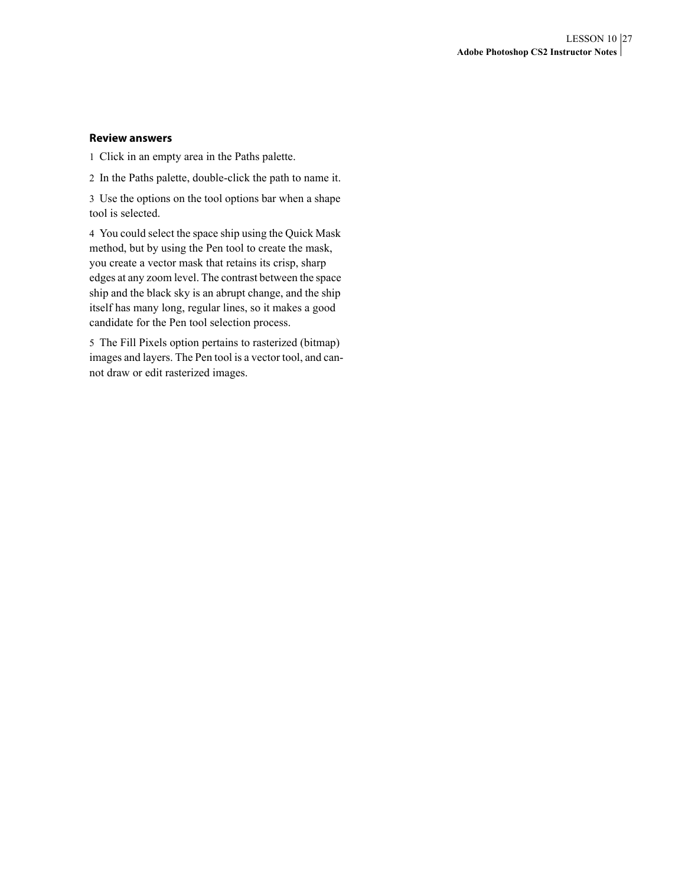### Review answers

1 Click in an empty area in the Paths palette.

2 In the Paths palette, double-click the path to name it.

3 Use the options on the tool options bar when a shape tool is selected.

4 You could select the space ship using the Quick Mask method, but by using the Pen tool to create the mask, you create a vector mask that retains its crisp, sharp edges at any zoom level. The contrast between the space ship and the black sky is an abrupt change, and the ship itself has many long, regular lines, so it makes a good candidate for the Pen tool selection process.

5 The Fill Pixels option pertains to rasterized (bitmap) images and layers. The Pen tool is a vector tool, and cannot draw or edit rasterized images.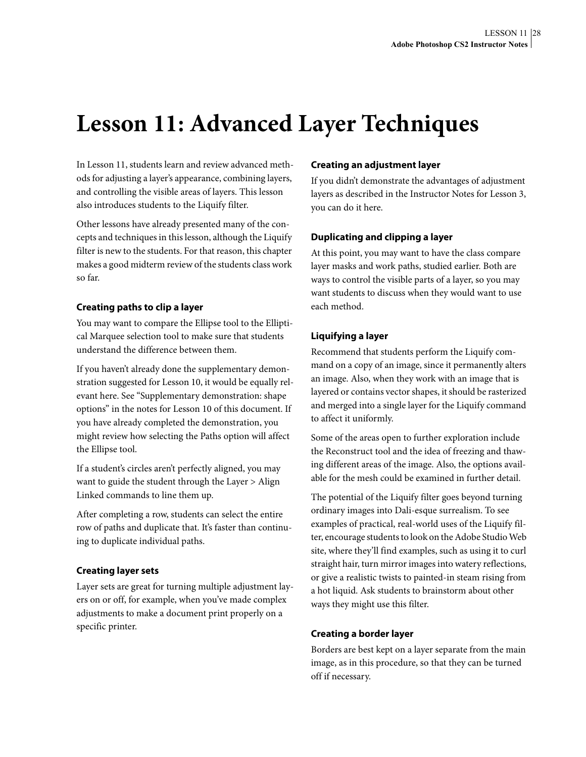# Lesson 11: Advanced Layer Techniques

In Lesson 11, students learn and review advanced methods for adjusting a layer's appearance, combining layers, and controlling the visible areas of layers. This lesson also introduces students to the Liquify filter.

Other lessons have already presented many of the concepts and techniques in this lesson, although the Liquify filter is new to the students. For that reason, this chapter makes a good midterm review of the students class work so far.

### Creating paths to clip a layer

You may want to compare the Ellipse tool to the Elliptical Marquee selection tool to make sure that students understand the difference between them.

If you haven't already done the supplementary demonstration suggested for Lesson 10, it would be equally relevant here. See "Supplementary demonstration: shape options" in the notes for Lesson 10 of this document. If you have already completed the demonstration, you might review how selecting the Paths option will affect the Ellipse tool.

If a student's circles aren't perfectly aligned, you may want to guide the student through the Layer > Align Linked commands to line them up.

After completing a row, students can select the entire row of paths and duplicate that. It's faster than continuing to duplicate individual paths.

### Creating layer sets

Layer sets are great for turning multiple adjustment layers on or off, for example, when you've made complex adjustments to make a document print properly on a specific printer.

### Creating an adjustment layer

If you didn't demonstrate the advantages of adjustment layers as described in the Instructor Notes for Lesson 3, you can do it here.

### Duplicating and clipping a layer

At this point, you may want to have the class compare layer masks and work paths, studied earlier. Both are ways to control the visible parts of a layer, so you may want students to discuss when they would want to use each method.

### Liquifying a layer

Recommend that students perform the Liquify command on a copy of an image, since it permanently alters an image. Also, when they work with an image that is layered or contains vector shapes, it should be rasterized and merged into a single layer for the Liquify command to affect it uniformly.

Some of the areas open to further exploration include the Reconstruct tool and the idea of freezing and thawing different areas of the image. Also, the options available for the mesh could be examined in further detail.

The potential of the Liquify filter goes beyond turning ordinary images into Dali-esque surrealism. To see examples of practical, real-world uses of the Liquify filter, encourage students to look on the Adobe Studio Web site, where they'll find examples, such as using it to curl straight hair, turn mirror images into watery reflections, or give a realistic twists to painted-in steam rising from a hot liquid. Ask students to brainstorm about other ways they might use this filter.

### Creating a border layer

Borders are best kept on a layer separate from the main image, as in this procedure, so that they can be turned off if necessary.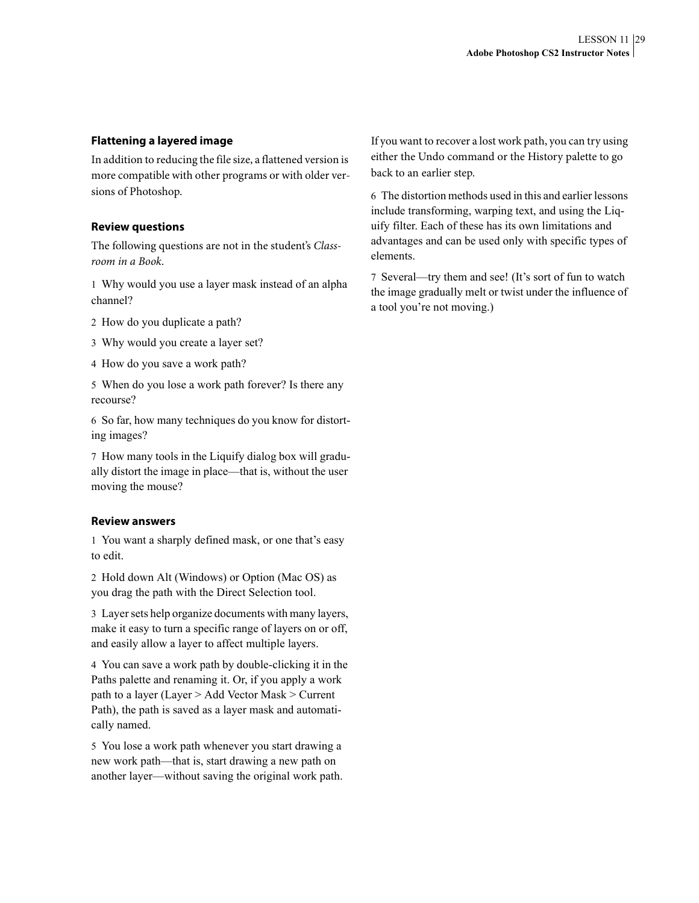### Flattening a layered image

In addition to reducing the file size, a flattened version is more compatible with other programs or with older versions of Photoshop.

### Review questions

The following questions are not in the student's *Classroom in a Book*.

1 Why would you use a layer mask instead of an alpha channel?

2 How do you duplicate a path?

3 Why would you create a layer set?

4 How do you save a work path?

5 When do you lose a work path forever? Is there any recourse?

6 So far, how many techniques do you know for distorting images?

7 How many tools in the Liquify dialog box will gradually distort the image in place—that is, without the user moving the mouse?

### Review answers

1 You want a sharply defined mask, or one that's easy to edit.

2 Hold down Alt (Windows) or Option (Mac OS) as you drag the path with the Direct Selection tool.

3 Layer sets help organize documents with many layers, make it easy to turn a specific range of layers on or off, and easily allow a layer to affect multiple layers.

4 You can save a work path by double-clicking it in the Paths palette and renaming it. Or, if you apply a work path to a layer (Layer > Add Vector Mask > Current Path), the path is saved as a layer mask and automatically named.

5 You lose a work path whenever you start drawing a new work path—that is, start drawing a new path on another layer—without saving the original work path. If you want to recover a lost work path, you can try using either the Undo command or the History palette to go back to an earlier step.

6 The distortion methods used in this and earlier lessons include transforming, warping text, and using the Liquify filter. Each of these has its own limitations and advantages and can be used only with specific types of elements.

7 Several—try them and see! (It's sort of fun to watch the image gradually melt or twist under the influence of a tool you're not moving.)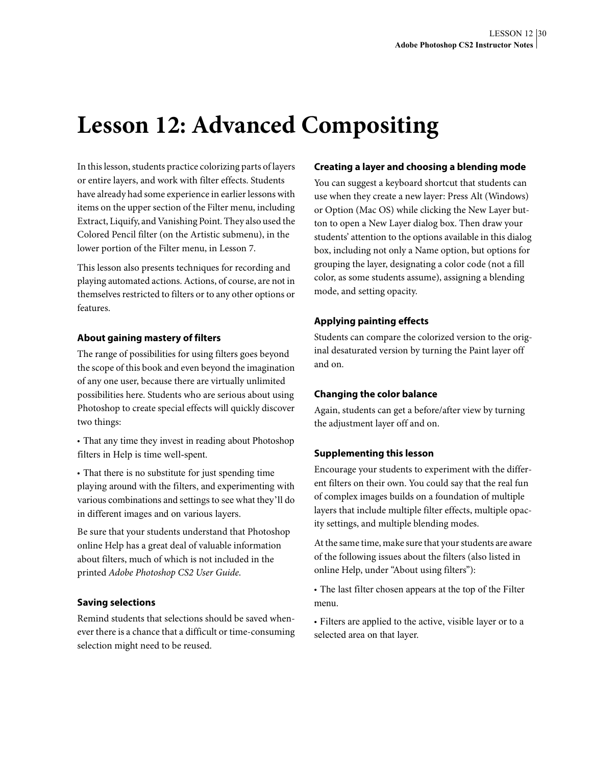# Lesson 12: Advanced Compositing

In this lesson, students practice colorizing parts of layers or entire layers, and work with filter effects. Students have already had some experience in earlier lessons with items on the upper section of the Filter menu, including Extract, Liquify, and Vanishing Point. They also used the Colored Pencil filter (on the Artistic submenu), in the lower portion of the Filter menu, in Lesson 7.

This lesson also presents techniques for recording and playing automated actions. Actions, of course, are not in themselves restricted to filters or to any other options or features.

### About gaining mastery of filters

The range of possibilities for using filters goes beyond the scope of this book and even beyond the imagination of any one user, because there are virtually unlimited possibilities here. Students who are serious about using Photoshop to create special effects will quickly discover two things:

• That any time they invest in reading about Photoshop filters in Help is time well-spent.

• That there is no substitute for just spending time playing around with the filters, and experimenting with various combinations and settings to see what they'll do in different images and on various layers.

Be sure that your students understand that Photoshop online Help has a great deal of valuable information about filters, much of which is not included in the printed *Adobe Photoshop CS2 User Guide*.

### Saving selections

Remind students that selections should be saved whenever there is a chance that a difficult or time-consuming selection might need to be reused.

### Creating a layer and choosing a blending mode

You can suggest a keyboard shortcut that students can use when they create a new layer: Press Alt (Windows) or Option (Mac OS) while clicking the New Layer button to open a New Layer dialog box. Then draw your students' attention to the options available in this dialog box, including not only a Name option, but options for grouping the layer, designating a color code (not a fill color, as some students assume), assigning a blending mode, and setting opacity.

### Applying painting effects

Students can compare the colorized version to the original desaturated version by turning the Paint layer off and on.

### Changing the color balance

Again, students can get a before/after view by turning the adjustment layer off and on.

### Supplementing this lesson

Encourage your students to experiment with the different filters on their own. You could say that the real fun of complex images builds on a foundation of multiple layers that include multiple filter effects, multiple opacity settings, and multiple blending modes.

At the same time, make sure that your students are aware of the following issues about the filters (also listed in online Help, under "About using filters"):

• The last filter chosen appears at the top of the Filter menu.

• Filters are applied to the active, visible layer or to a selected area on that layer.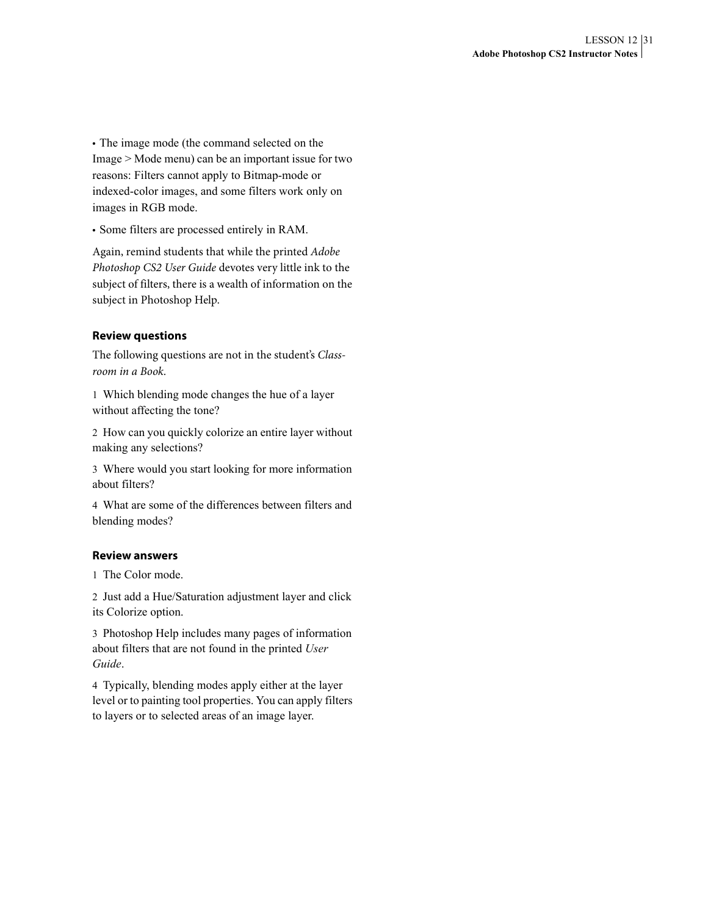- The image mode (the command selected on the Image > Mode menu) can be an important issue for two reasons: Filters cannot apply to Bitmap-mode or indexed-color images, and some filters work only on images in RGB mode.
- Some filters are processed entirely in RAM.

Again, remind students that while the printed *Adobe Photoshop CS2 User Guide* devotes very little ink to the subject of filters, there is a wealth of information on the subject in Photoshop Help.

### Review questions

The following questions are not in the student's *Classroom in a Book*.

1 Which blending mode changes the hue of a layer without affecting the tone?

2 How can you quickly colorize an entire layer without making any selections?

3 Where would you start looking for more information about filters?

4 What are some of the differences between filters and blending modes?

### Review answers

1 The Color mode.

2 Just add a Hue/Saturation adjustment layer and click its Colorize option.

3 Photoshop Help includes many pages of information about filters that are not found in the printed *User Guide*.

4 Typically, blending modes apply either at the layer level or to painting tool properties. You can apply filters to layers or to selected areas of an image layer.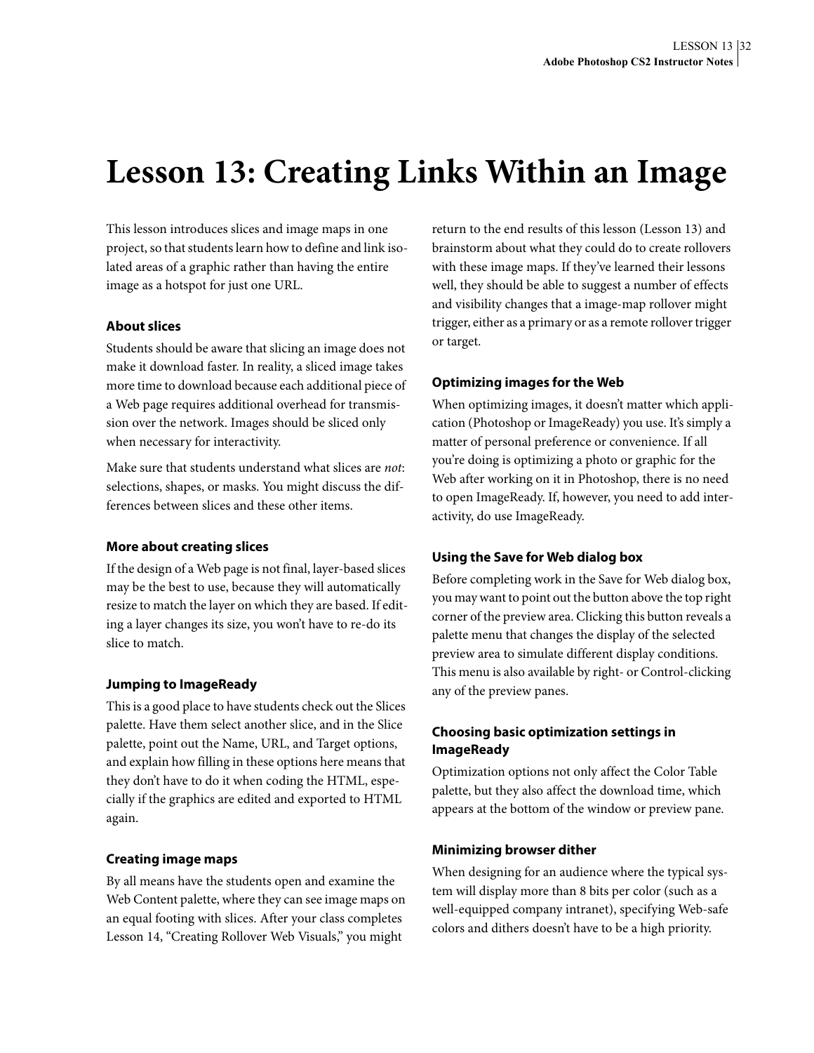# Lesson 13: Creating Links Within an Image

This lesson introduces slices and image maps in one project, so that students learn how to define and link isolated areas of a graphic rather than having the entire image as a hotspot for just one URL.

### About slices

Students should be aware that slicing an image does not make it download faster. In reality, a sliced image takes more time to download because each additional piece of a Web page requires additional overhead for transmission over the network. Images should be sliced only when necessary for interactivity.

Make sure that students understand what slices are *not*: selections, shapes, or masks. You might discuss the differences between slices and these other items.

### More about creating slices

If the design of a Web page is not final, layer-based slices may be the best to use, because they will automatically resize to match the layer on which they are based. If editing a layer changes its size, you won't have to re-do its slice to match.

### Jumping to ImageReady

This is a good place to have students check out the Slices palette. Have them select another slice, and in the Slice palette, point out the Name, URL, and Target options, and explain how filling in these options here means that they don't have to do it when coding the HTML, especially if the graphics are edited and exported to HTML again.

### Creating image maps

By all means have the students open and examine the Web Content palette, where they can see image maps on an equal footing with slices. After your class completes Lesson 14, "Creating Rollover Web Visuals," you might return to the end results of this lesson (Lesson 13) and brainstorm about what they could do to create rollovers with these image maps. If they've learned their lessons well, they should be able to suggest a number of effects and visibility changes that a image-map rollover might trigger, either as a primary or as a remote rollover trigger or target.

### Optimizing images for the Web

When optimizing images, it doesn't matter which application (Photoshop or ImageReady) you use. It's simply a matter of personal preference or convenience. If all you're doing is optimizing a photo or graphic for the Web after working on it in Photoshop, there is no need to open ImageReady. If, however, you need to add interactivity, do use ImageReady.

### Using the Save for Web dialog box

Before completing work in the Save for Web dialog box, you may want to point out the button above the top right corner of the preview area. Clicking this button reveals a palette menu that changes the display of the selected preview area to simulate different display conditions. This menu is also available by right- or Control-clicking any of the preview panes.

### Choosing basic optimization settings in ImageReady

Optimization options not only affect the Color Table palette, but they also affect the download time, which appears at the bottom of the window or preview pane.

### Minimizing browser dither

When designing for an audience where the typical system will display more than 8 bits per color (such as a well-equipped company intranet), specifying Web-safe colors and dithers doesn't have to be a high priority.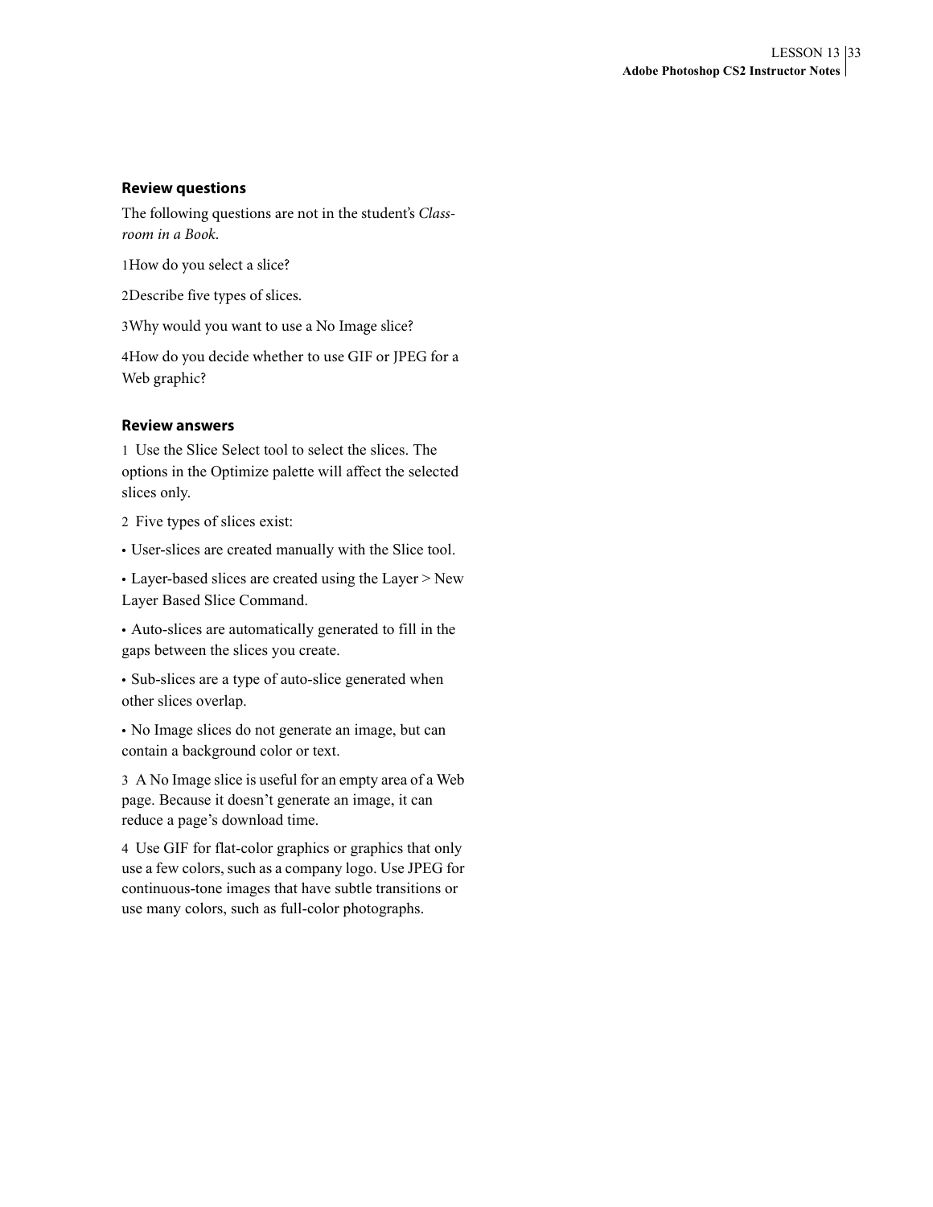## Review questions

The following questions are not in the student's *Classroom in a Book*.

1 How do you select a slice?

2 Describe five types of slices.

3 Why would you want to use a No Image slice?

4 How do you decide whether to use GIF or JPEG for a Web graphic?

## Review answers

1 Use the Slice Select tool to select the slices. The options in the Optimize palette will affect the selected slices only.

2 Five types of slices exist:

- User-slices are created manually with the Slice tool.
- Layer-based slices are created using the Layer > New Layer Based Slice Command.
- Auto-slices are automatically generated to fill in the gaps between the slices you create.
- Sub-slices are a type of auto-slice generated when other slices overlap.
- No Image slices do not generate an image, but can contain a background color or text.

3 A No Image slice is useful for an empty area of a Web page. Because it doesn't generate an image, it can reduce a page's download time.

4 Use GIF for flat-color graphics or graphics that only use a few colors, such as a company logo. Use JPEG for continuous-tone images that have subtle transitions or use many colors, such as full-color photographs.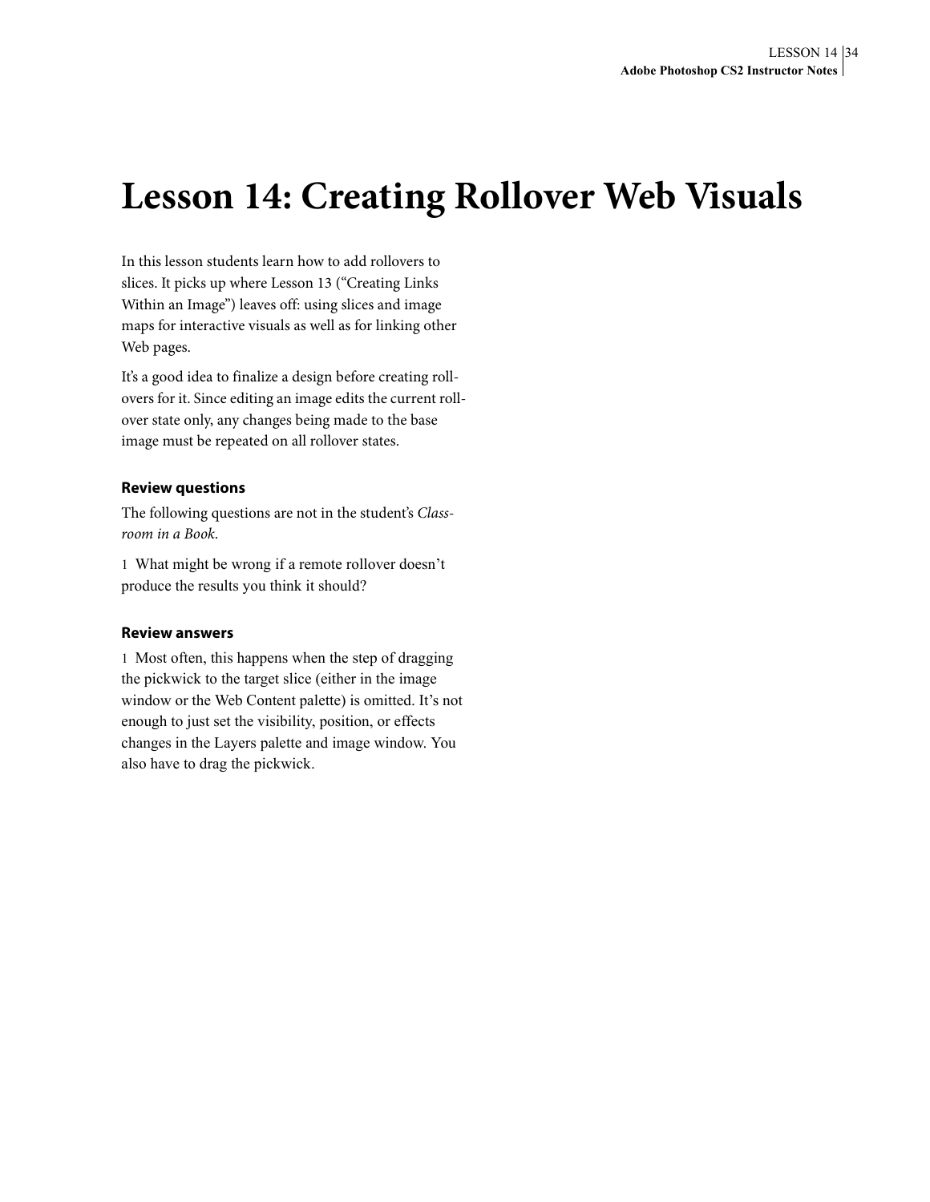# Lesson 14: Creating Rollover Web Visuals

In this lesson students learn how to add rollovers to slices. It picks up where Lesson 13 ("Creating Links Within an Image") leaves off: using slices and image maps for interactive visuals as well as for linking other Web pages.

It's a good idea to finalize a design before creating rollovers for it. Since editing an image edits the current rollover state only, any changes being made to the base image must be repeated on all rollover states.

### Review questions

The following questions are not in the student's *Classroom in a Book*.

1 What might be wrong if a remote rollover doesn't produce the results you think it should?

### Review answers

1 Most often, this happens when the step of dragging the pickwick to the target slice (either in the image window or the Web Content palette) is omitted. It's not enough to just set the visibility, position, or effects changes in the Layers palette and image window. You also have to drag the pickwick.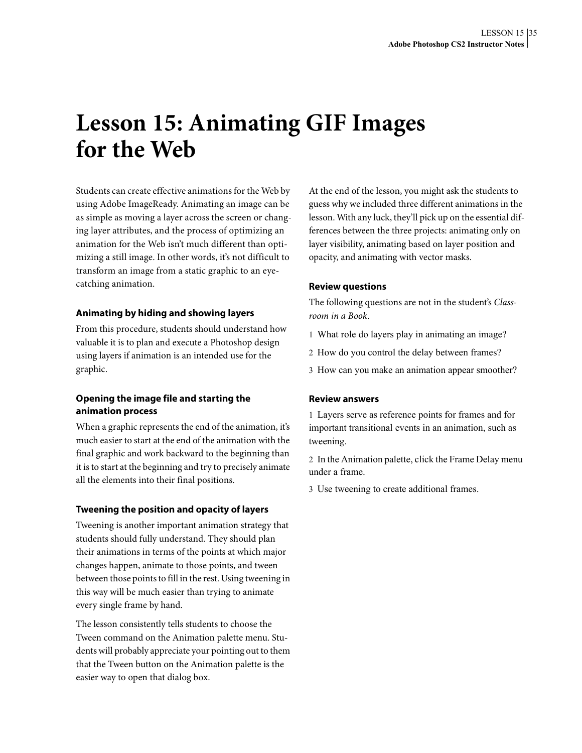# Lesson 15: Animating GIF Images for the Web

Students can create effective animations for the Web by using Adobe ImageReady. Animating an image can be as simple as moving a layer across the screen or changing layer attributes, and the process of optimizing an animation for the Web isn't much different than optimizing a still image. In other words, it's not difficult to transform an image from a static graphic to an eye-catching animation.

### Animating by hiding and showing layers

From this procedure, students should understand how valuable it is to plan and execute a Photoshop design using layers if animation is an intended use for the graphic.

### Opening the image file and starting the animation process

When a graphic represents the end of the animation, it's much easier to start at the end of the animation with the final graphic and work backward to the beginning than it is to start at the beginning and try to precisely animate all the elements into their final positions.

### Tweening the position and opacity of layers

Tweening is another important animation strategy that students should fully understand. They should plan their animations in terms of the points at which major changes happen, animate to those points, and tween between those points to fill in the rest. Using tweening in this way will be much easier than trying to animate every single frame by hand.

The lesson consistently tells students to choose the Tween command on the Animation palette menu. Students will probably appreciate your pointing out to them that the Tween button on the Animation palette is the easier way to open that dialog box.

At the end of the lesson, you might ask the students to guess why we included three different animations in the lesson. With any luck, they'll pick up on the essential differences between the three projects: animating only on layer visibility, animating based on layer position and opacity, and animating with vector masks.

### Review questions

The following questions are not in the student's *Classroom in a Book*.

1 What role do layers play in animating an image?

2 How do you control the delay between frames?

3 How can you make an animation appear smoother?

### Review answers

1 Layers serve as reference points for frames and for important transitional events in an animation, such as tweening.

2 In the Animation palette, click the Frame Delay menu under a frame.

3 Use tweening to create additional frames.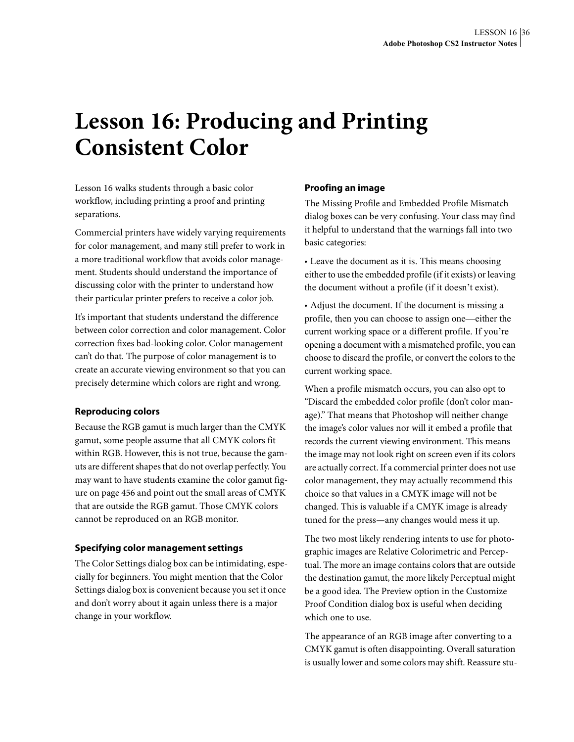# Lesson 16: Producing and Printing Consistent Color

Lesson 16 walks students through a basic color workflow, including printing a proof and printing separations.

Commercial printers have widely varying requirements for color management, and many still prefer to work in a more traditional workflow that avoids color management. Students should understand the importance of discussing color with the printer to understand how their particular printer prefers to receive a color job.

It's important that students understand the difference between color correction and color management. Color correction fixes bad-looking color. Color management can't do that. The purpose of color management is to create an accurate viewing environment so that you can precisely determine which colors are right and wrong.

### Reproducing colors

Because the RGB gamut is much larger than the CMYK gamut, some people assume that all CMYK colors fit within RGB. However, this is not true, because the gamuts are different shapes that do not overlap perfectly. You may want to have students examine the color gamut figure on page 456 and point out the small areas of CMYK that are outside the RGB gamut. Those CMYK colors cannot be reproduced on an RGB monitor.

### Specifying color management settings

The Color Settings dialog box can be intimidating, especially for beginners. You might mention that the Color Settings dialog box is convenient because you set it once and don't worry about it again unless there is a major change in your workflow.

### Proofing an image

The Missing Profile and Embedded Profile Mismatch dialog boxes can be very confusing. Your class may find it helpful to understand that the warnings fall into two basic categories:

- Leave the document as it is. This means choosing either to use the embedded profile (if it exists) or leaving the document without a profile (if it doesn't exist).
- Adjust the document. If the document is missing a profile, then you can choose to assign one—either the current working space or a different profile. If you're opening a document with a mismatched profile, you can choose to discard the profile, or convert the colors to the current working space.

When a profile mismatch occurs, you can also opt to "Discard the embedded color profile (don't color manage)." That means that Photoshop will neither change the image's color values nor will it embed a profile that records the current viewing environment. This means the image may not look right on screen even if its colors are actually correct. If a commercial printer does not use color management, they may actually recommend this choice so that values in a CMYK image will not be changed. This is valuable if a CMYK image is already tuned for the press—any changes would mess it up.

The two most likely rendering intents to use for photographic images are Relative Colorimetric and Perceptual. The more an image contains colors that are outside the destination gamut, the more likely Perceptual might be a good idea. The Preview option in the Customize Proof Condition dialog box is useful when deciding which one to use.

The appearance of an RGB image after converting to a CMYK gamut is often disappointing. Overall saturation is usually lower and some colors may shift. Reassure stu-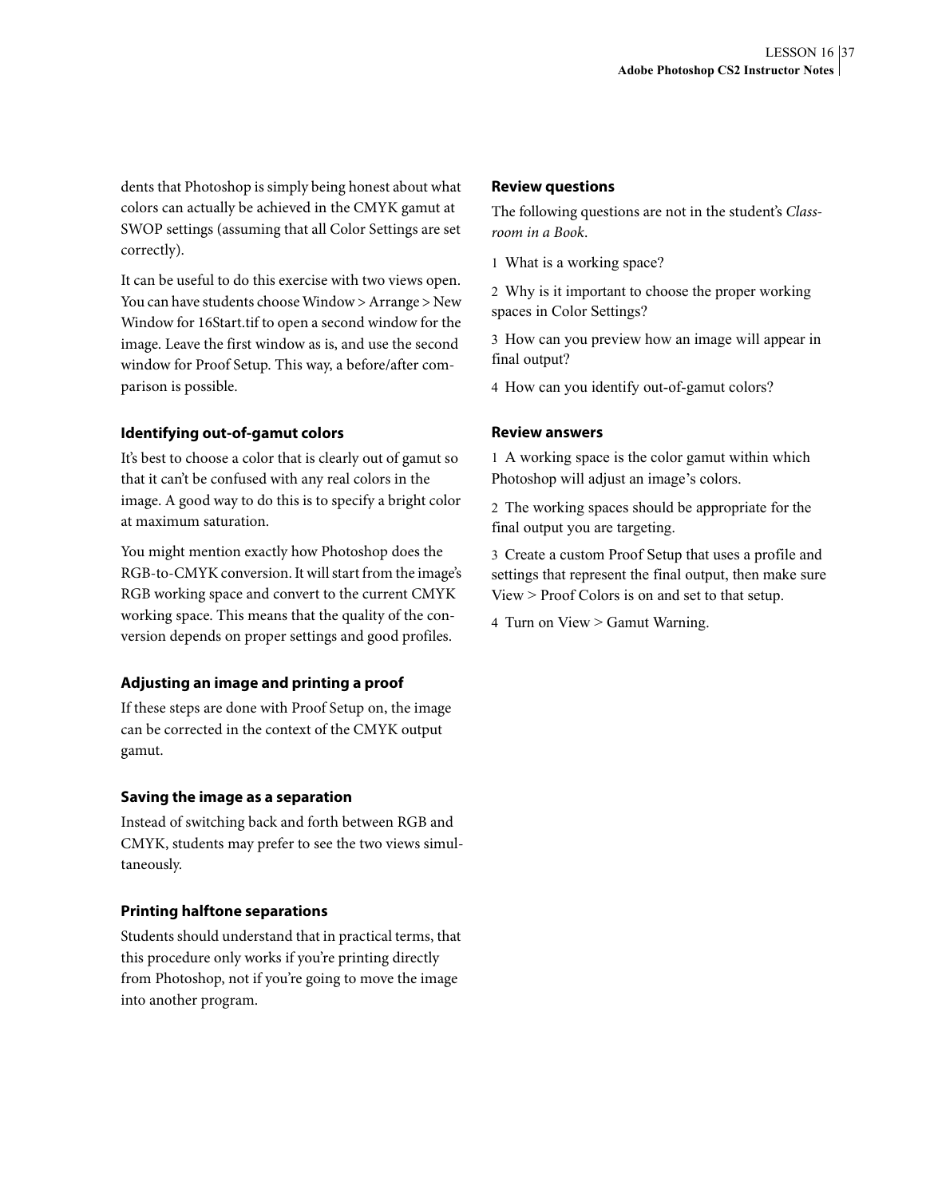dents that Photoshop is simply being honest about what colors can actually be achieved in the CMYK gamut at SWOP settings (assuming that all Color Settings are set correctly).

It can be useful to do this exercise with two views open. You can have students choose Window > Arrange > New Window for 16Start.tif to open a second window for the image. Leave the first window as is, and use the second window for Proof Setup. This way, a before/after comparison is possible.

### Identifying out-of-gamut colors

It's best to choose a color that is clearly out of gamut so that it can't be confused with any real colors in the image. A good way to do this is to specify a bright color at maximum saturation.

You might mention exactly how Photoshop does the RGB-to-CMYK conversion. It will start from the image's RGB working space and convert to the current CMYK working space. This means that the quality of the conversion depends on proper settings and good profiles.

### Adjusting an image and printing a proof

If these steps are done with Proof Setup on, the image can be corrected in the context of the CMYK output gamut.

### Saving the image as a separation

Instead of switching back and forth between RGB and CMYK, students may prefer to see the two views simultaneously.

### Printing halftone separations

Students should understand that in practical terms, that this procedure only works if you're printing directly from Photoshop, not if you're going to move the image into another program.

### Review questions

The following questions are not in the student's *Classroom in a Book*.

1 What is a working space?

2 Why is it important to choose the proper working spaces in Color Settings?

3 How can you preview how an image will appear in final output?

4 How can you identify out-of-gamut colors?

### Review answers

1 A working space is the color gamut within which Photoshop will adjust an image's colors.

2 The working spaces should be appropriate for the final output you are targeting.

3 Create a custom Proof Setup that uses a profile and settings that represent the final output, then make sure View > Proof Colors is on and set to that setup.

4 Turn on View > Gamut Warning.